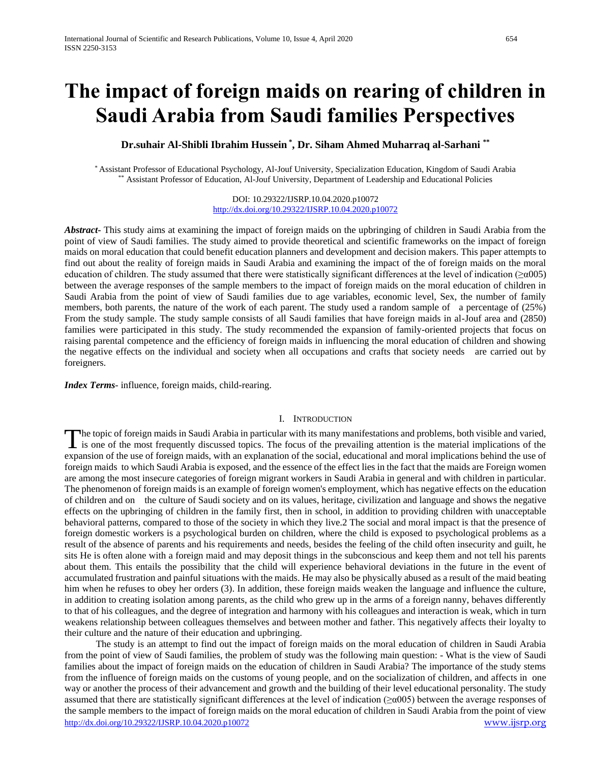# The impact of foreign maids on rearing of children in Saudi Arabia from Saudi families Perspectives

**Dr.suhair Al-Shibli Ibrahim Hussein [*], Dr. Siham Ahmed Muharraq al-Sarhani [**]**

[*] Assistant Professor of Educational Psychology, Al-Jouf University, Specialization Education, Kingdom of Saudi Arabia
[**] Assistant Professor of Education, Al-Jouf University, Department of Leadership and Educational Policies

DOI: 10.29322/IJSRP.10.04.2020.p10072
http://dx.doi.org/10.29322/IJSRP.10.04.2020.p10072

***Abstract-*** This study aims at examining the impact of foreign maids on the upbringing of children in Saudi Arabia from the point of view of Saudi families. The study aimed to provide theoretical and scientific frameworks on the impact of foreign maids on moral education that could benefit education planners and development and decision makers. This paper attempts to find out about the reality of foreign maids in Saudi Arabia and examining the impact of the of foreign maids on the moral education of children. The study assumed that there were statistically significant differences at the level of indication (≥α005) between the average responses of the sample members to the impact of foreign maids on the moral education of children in Saudi Arabia from the point of view of Saudi families due to age variables, economic level, Sex, the number of family members, both parents, the nature of the work of each parent. The study used a random sample of a percentage of (25%) From the study sample. The study sample consists of all Saudi families that have foreign maids in al-Jouf area and (2850) families were participated in this study. The study recommended the expansion of family-oriented projects that focus on raising parental competence and the efficiency of foreign maids in influencing the moral education of children and showing the negative effects on the individual and society when all occupations and crafts that society needs are carried out by foreigners.

***Index Terms*-** influence, foreign maids, child-rearing.

## I. Introduction

The topic of foreign maids in Saudi Arabia in particular with its many manifestations and problems, both visible and varied, is one of the most frequently discussed topics. The focus of the prevailing attention is the material implications of the expansion of the use of foreign maids, with an explanation of the social, educational and moral implications behind the use of foreign maids to which Saudi Arabia is exposed, and the essence of the effect lies in the fact that the maids are Foreign women are among the most insecure categories of foreign migrant workers in Saudi Arabia in general and with children in particular. The phenomenon of foreign maids is an example of foreign women's employment, which has negative effects on the education of children and on the culture of Saudi society and on its values, heritage, civilization and language and shows the negative effects on the upbringing of children in the family first, then in school, in addition to providing children with unacceptable behavioral patterns, compared to those of the society in which they live.2 The social and moral impact is that the presence of foreign domestic workers is a psychological burden on children, where the child is exposed to psychological problems as a result of the absence of parents and his requirements and needs, besides the feeling of the child often insecurity and guilt, he sits He is often alone with a foreign maid and may deposit things in the subconscious and keep them and not tell his parents about them. This entails the possibility that the child will experience behavioral deviations in the future in the event of accumulated frustration and painful situations with the maids. He may also be physically abused as a result of the maid beating him when he refuses to obey her orders (3). In addition, these foreign maids weaken the language and influence the culture, in addition to creating isolation among parents, as the child who grew up in the arms of a foreign nanny, behaves differently to that of his colleagues, and the degree of integration and harmony with his colleagues and interaction is weak, which in turn weakens relationship between colleagues themselves and between mother and father. This negatively affects their loyalty to their culture and the nature of their education and upbringing.

The study is an attempt to find out the impact of foreign maids on the moral education of children in Saudi Arabia from the point of view of Saudi families, the problem of study was the following main question: - What is the view of Saudi families about the impact of foreign maids on the education of children in Saudi Arabia? The importance of the study stems from the influence of foreign maids on the customs of young people, and on the socialization of children, and affects in one way or another the process of their advancement and growth and the building of their level educational personality. The study assumed that there are statistically significant differences at the level of indication (≥α005) between the average responses of the sample members to the impact of foreign maids on the moral education of children in Saudi Arabia from the point of view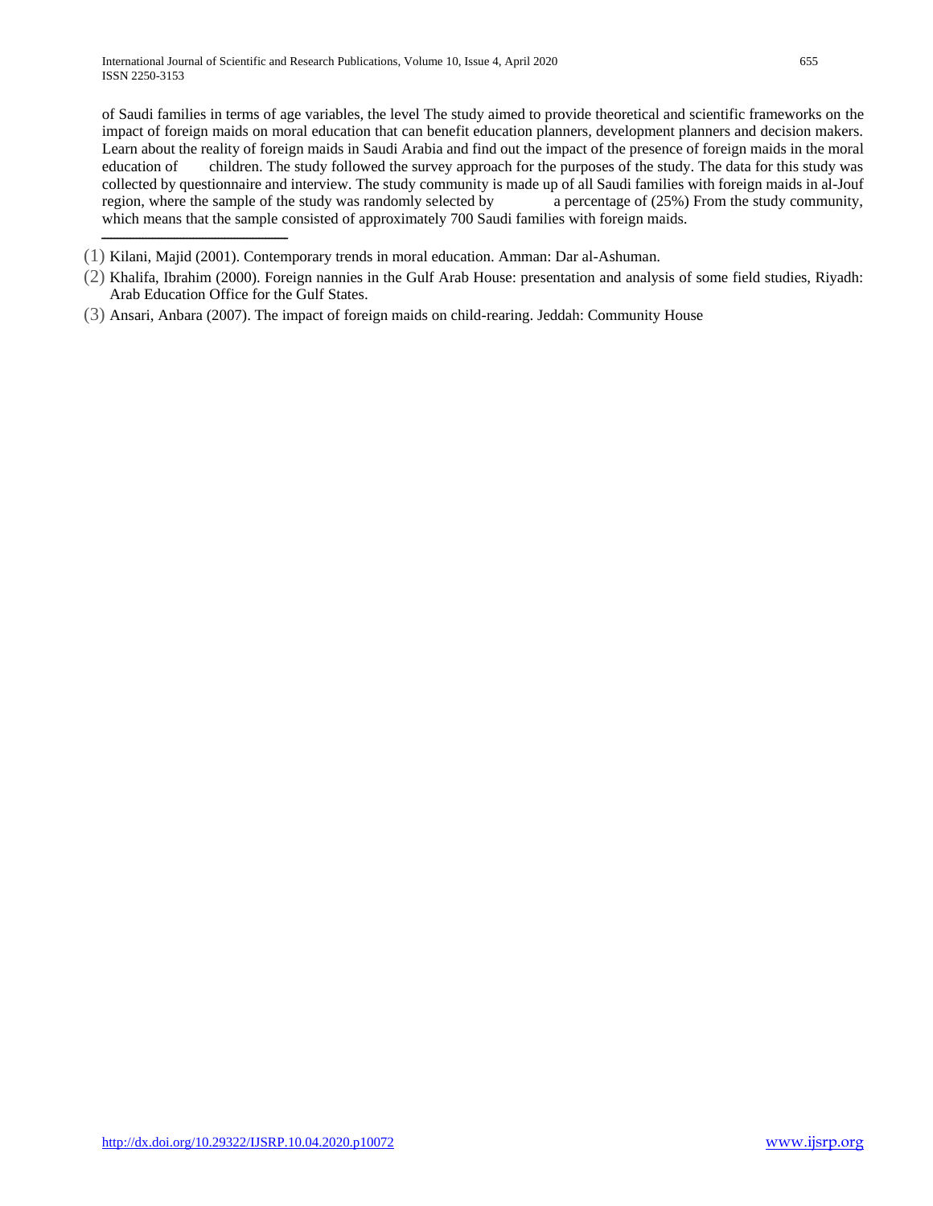of Saudi families in terms of age variables, the level The study aimed to provide theoretical and scientific frameworks on the impact of foreign maids on moral education that can benefit education planners, development planners and decision makers. Learn about the reality of foreign maids in Saudi Arabia and find out the impact of the presence of foreign maids in the moral education of children. The study followed the survey approach for the purposes of the study. The data for this study was collected by questionnaire and interview. The study community is made up of all Saudi families with foreign maids in al-Jouf region, where the sample of the study was randomly selected by a percentage of (25%) From the study community, which means that the sample consisted of approximately 700 Saudi families with foreign maids.

---

(1) Kilani, Majid (2001). Contemporary trends in moral education. Amman: Dar al-Ashuman.

(2) Khalifa, Ibrahim (2000). Foreign nannies in the Gulf Arab House: presentation and analysis of some field studies, Riyadh: Arab Education Office for the Gulf States.

(3) Ansari, Anbara (2007). The impact of foreign maids on child-rearing. Jeddah: Community House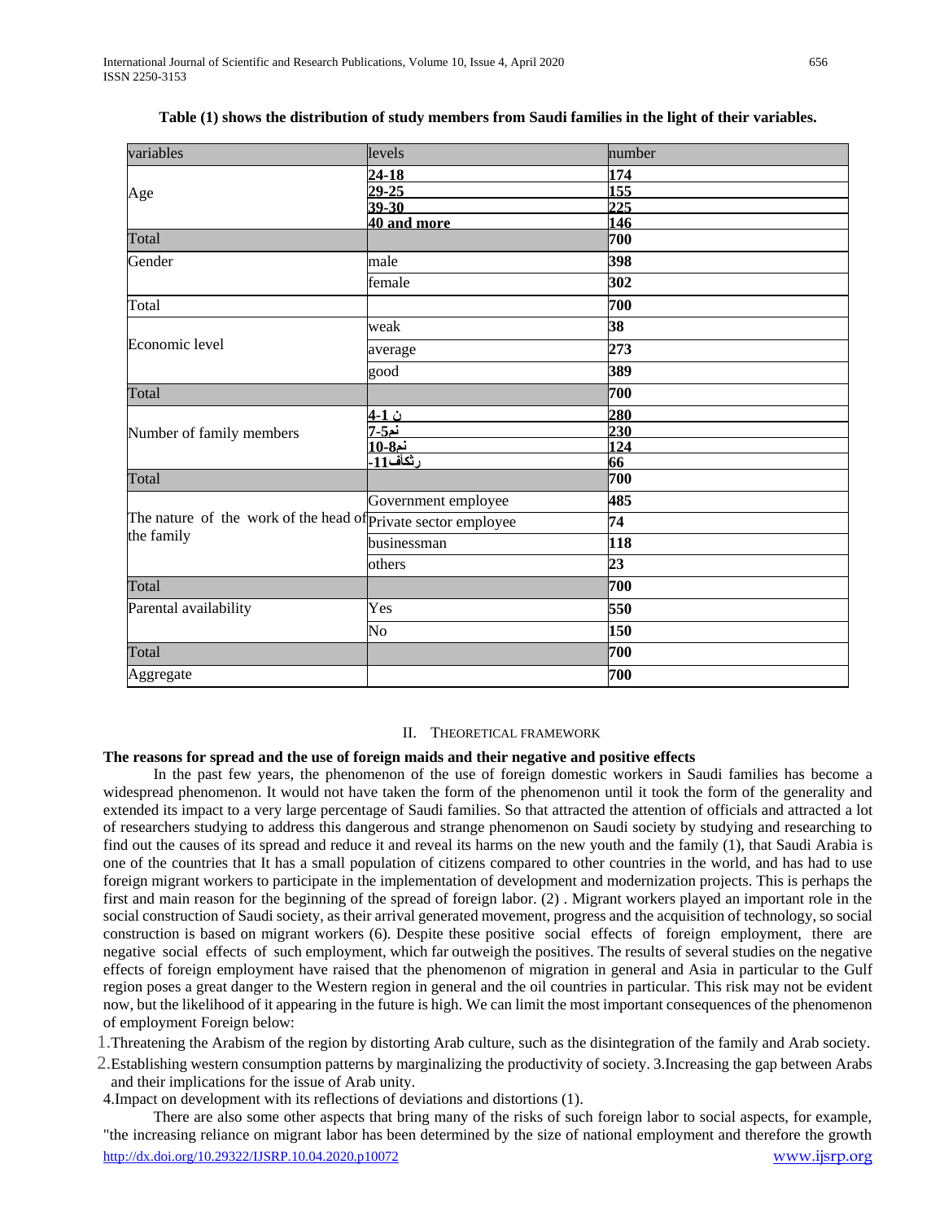**Table (1) shows the distribution of study members from Saudi families in the light of their variables.**

| variables | levels | number |
|---|---|---|
| Age | 24-18 | 174 |
| | 29-25 | 155 |
| | 39-30 | 225 |
| | 40 and more | 146 |
| Total | | 700 |
| Gender | male | 398 |
| | female | 302 |
| Total | | 700 |
| Economic level | weak | 38 |
| | average | 273 |
| | good | 389 |
| Total | | 700 |
| Number of family members | ن 1-4 | 280 |
| | نم5-7 | 230 |
| | نم8-10 | 124 |
| | رثكاف11- | 66 |
| Total | | 700 |
| The nature of the work of the head of the family | Government employee | 485 |
| | Private sector employee | 74 |
| | businessman | 118 |
| | others | 23 |
| Total | | 700 |
| Parental availability | Yes | 550 |
| | No | 150 |
| Total | | 700 |
| Aggregate | | 700 |

## II. Theoretical Framework

**The reasons for spread and the use of foreign maids and their negative and positive effects**

In the past few years, the phenomenon of the use of foreign domestic workers in Saudi families has become a widespread phenomenon. It would not have taken the form of the phenomenon until it took the form of the generality and extended its impact to a very large percentage of Saudi families. So that attracted the attention of officials and attracted a lot of researchers studying to address this dangerous and strange phenomenon on Saudi society by studying and researching to find out the causes of its spread and reduce it and reveal its harms on the new youth and the family (1), that Saudi Arabia is one of the countries that It has a small population of citizens compared to other countries in the world, and has had to use foreign migrant workers to participate in the implementation of development and modernization projects. This is perhaps the first and main reason for the beginning of the spread of foreign labor. (2) . Migrant workers played an important role in the social construction of Saudi society, as their arrival generated movement, progress and the acquisition of technology, so social construction is based on migrant workers (6). Despite these positive social effects of foreign employment, there are negative social effects of such employment, which far outweigh the positives. The results of several studies on the negative effects of foreign employment have raised that the phenomenon of migration in general and Asia in particular to the Gulf region poses a great danger to the Western region in general and the oil countries in particular. This risk may not be evident now, but the likelihood of it appearing in the future is high. We can limit the most important consequences of the phenomenon of employment Foreign below:

1. Threatening the Arabism of the region by distorting Arab culture, such as the disintegration of the family and Arab society.
2. Establishing western consumption patterns by marginalizing the productivity of society. 3.Increasing the gap between Arabs and their implications for the issue of Arab unity.
4. Impact on development with its reflections of deviations and distortions (1).

There are also some other aspects that bring many of the risks of such foreign labor to social aspects, for example, "the increasing reliance on migrant labor has been determined by the size of national employment and therefore the growth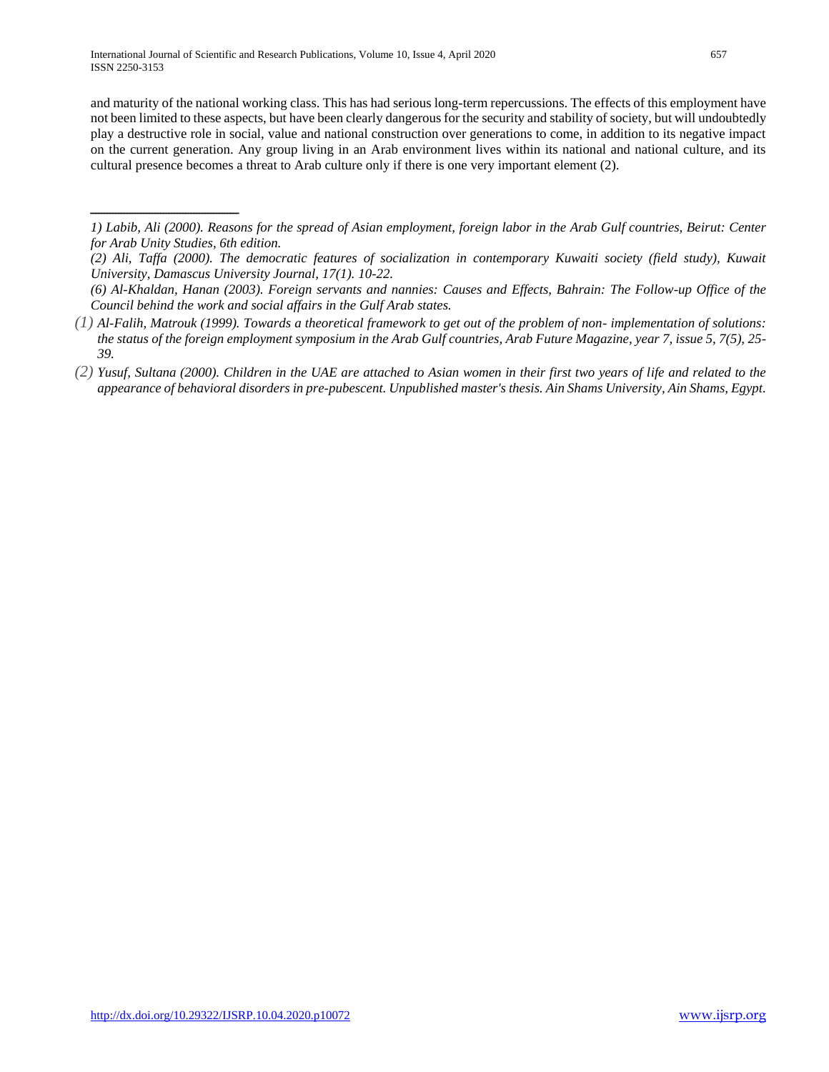and maturity of the national working class. This has had serious long-term repercussions. The effects of this employment have not been limited to these aspects, but have been clearly dangerous for the security and stability of society, but will undoubtedly play a destructive role in social, value and national construction over generations to come, in addition to its negative impact on the current generation. Any group living in an Arab environment lives within its national and national culture, and its cultural presence becomes a threat to Arab culture only if there is one very important element (2).

---

*1) Labib, Ali (2000). Reasons for the spread of Asian employment, foreign labor in the Arab Gulf countries, Beirut: Center for Arab Unity Studies, 6th edition.*

*(2) Ali, Taffa (2000). The democratic features of socialization in contemporary Kuwaiti society (field study), Kuwait University, Damascus University Journal, 17(1). 10-22.*

*(6) Al-Khaldan, Hanan (2003). Foreign servants and nannies: Causes and Effects, Bahrain: The Follow-up Office of the Council behind the work and social affairs in the Gulf Arab states.*

*(1) Al-Falih, Matrouk (1999). Towards a theoretical framework to get out of the problem of non- implementation of solutions: the status of the foreign employment symposium in the Arab Gulf countries, Arab Future Magazine, year 7, issue 5, 7(5), 25-39.*

*(2) Yusuf, Sultana (2000). Children in the UAE are attached to Asian women in their first two years of life and related to the appearance of behavioral disorders in pre-pubescent. Unpublished master's thesis. Ain Shams University, Ain Shams, Egypt.*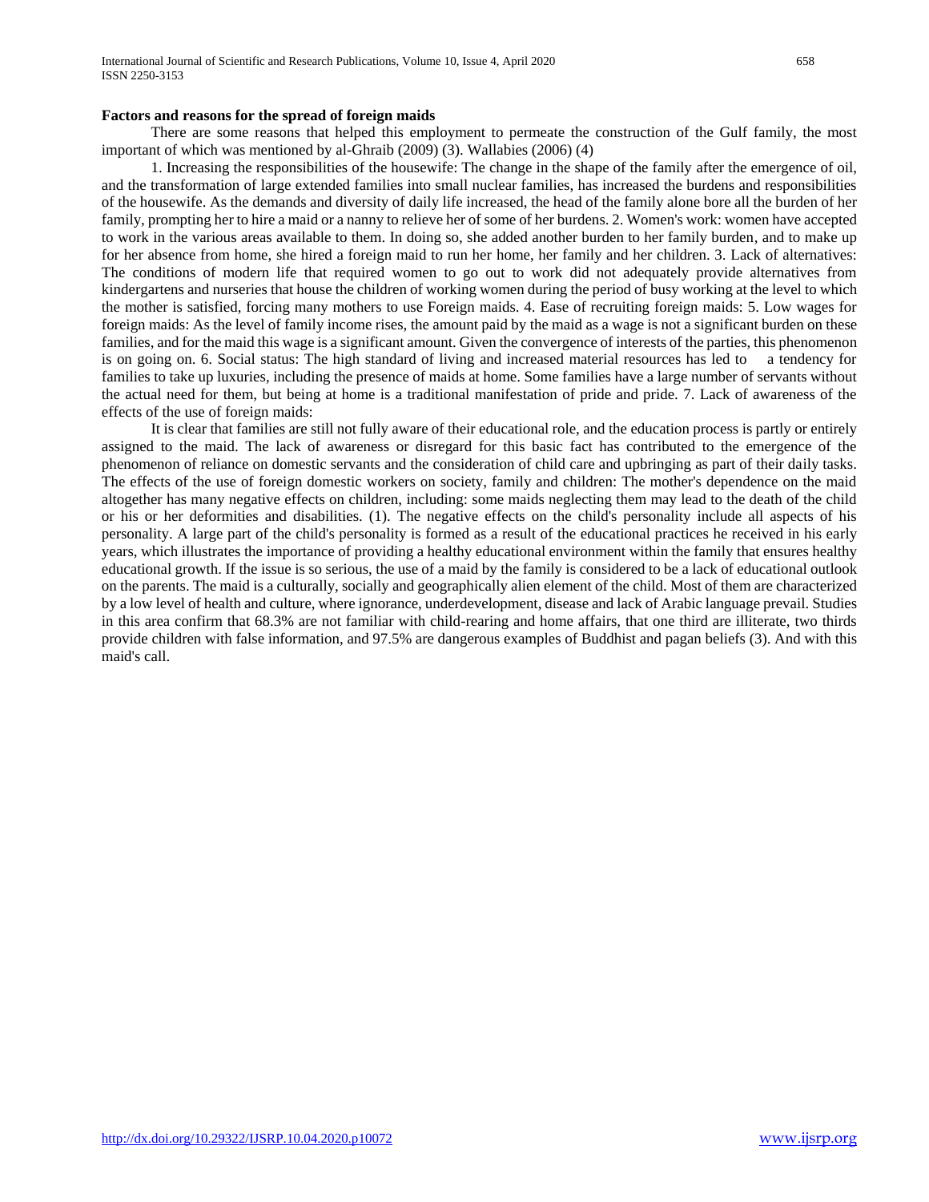**Factors and reasons for the spread of foreign maids**

There are some reasons that helped this employment to permeate the construction of the Gulf family, the most important of which was mentioned by al-Ghraib (2009) (3). Wallabies (2006) (4)

1. Increasing the responsibilities of the housewife: The change in the shape of the family after the emergence of oil, and the transformation of large extended families into small nuclear families, has increased the burdens and responsibilities of the housewife. As the demands and diversity of daily life increased, the head of the family alone bore all the burden of her family, prompting her to hire a maid or a nanny to relieve her of some of her burdens. 2. Women's work: women have accepted to work in the various areas available to them. In doing so, she added another burden to her family burden, and to make up for her absence from home, she hired a foreign maid to run her home, her family and her children. 3. Lack of alternatives: The conditions of modern life that required women to go out to work did not adequately provide alternatives from kindergartens and nurseries that house the children of working women during the period of busy working at the level to which the mother is satisfied, forcing many mothers to use Foreign maids. 4. Ease of recruiting foreign maids: 5. Low wages for foreign maids: As the level of family income rises, the amount paid by the maid as a wage is not a significant burden on these families, and for the maid this wage is a significant amount. Given the convergence of interests of the parties, this phenomenon is on going on. 6. Social status: The high standard of living and increased material resources has led to a tendency for families to take up luxuries, including the presence of maids at home. Some families have a large number of servants without the actual need for them, but being at home is a traditional manifestation of pride and pride. 7. Lack of awareness of the effects of the use of foreign maids:

It is clear that families are still not fully aware of their educational role, and the education process is partly or entirely assigned to the maid. The lack of awareness or disregard for this basic fact has contributed to the emergence of the phenomenon of reliance on domestic servants and the consideration of child care and upbringing as part of their daily tasks. The effects of the use of foreign domestic workers on society, family and children: The mother's dependence on the maid altogether has many negative effects on children, including: some maids neglecting them may lead to the death of the child or his or her deformities and disabilities. (1). The negative effects on the child's personality include all aspects of his personality. A large part of the child's personality is formed as a result of the educational practices he received in his early years, which illustrates the importance of providing a healthy educational environment within the family that ensures healthy educational growth. If the issue is so serious, the use of a maid by the family is considered to be a lack of educational outlook on the parents. The maid is a culturally, socially and geographically alien element of the child. Most of them are characterized by a low level of health and culture, where ignorance, underdevelopment, disease and lack of Arabic language prevail. Studies in this area confirm that 68.3% are not familiar with child-rearing and home affairs, that one third are illiterate, two thirds provide children with false information, and 97.5% are dangerous examples of Buddhist and pagan beliefs (3). And with this maid's call.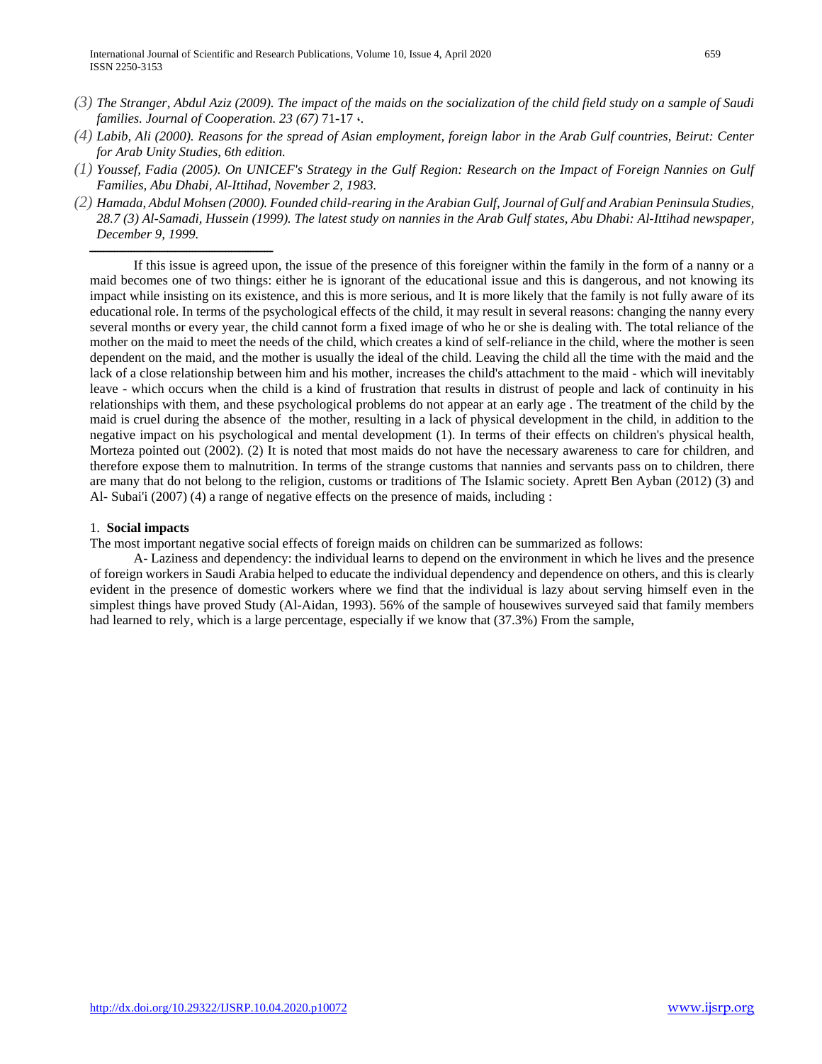*(3) The Stranger, Abdul Aziz (2009). The impact of the maids on the socialization of the child field study on a sample of Saudi families. Journal of Cooperation. 23 (67)* 71-17 ،.

*(4) Labib, Ali (2000). Reasons for the spread of Asian employment, foreign labor in the Arab Gulf countries, Beirut: Center for Arab Unity Studies, 6th edition.*

*(1) Youssef, Fadia (2005). On UNICEF's Strategy in the Gulf Region: Research on the Impact of Foreign Nannies on Gulf Families, Abu Dhabi, Al-Ittihad, November 2, 1983.*

*(2) Hamada, Abdul Mohsen (2000). Founded child-rearing in the Arabian Gulf, Journal of Gulf and Arabian Peninsula Studies, 28.7 (3) Al-Samadi, Hussein (1999). The latest study on nannies in the Arab Gulf states, Abu Dhabi: Al-Ittihad newspaper, December 9, 1999.*

---

If this issue is agreed upon, the issue of the presence of this foreigner within the family in the form of a nanny or a maid becomes one of two things: either he is ignorant of the educational issue and this is dangerous, and not knowing its impact while insisting on its existence, and this is more serious, and It is more likely that the family is not fully aware of its educational role. In terms of the psychological effects of the child, it may result in several reasons: changing the nanny every several months or every year, the child cannot form a fixed image of who he or she is dealing with. The total reliance of the mother on the maid to meet the needs of the child, which creates a kind of self-reliance in the child, where the mother is seen dependent on the maid, and the mother is usually the ideal of the child. Leaving the child all the time with the maid and the lack of a close relationship between him and his mother, increases the child's attachment to the maid - which will inevitably leave - which occurs when the child is a kind of frustration that results in distrust of people and lack of continuity in his relationships with them, and these psychological problems do not appear at an early age . The treatment of the child by the maid is cruel during the absence of the mother, resulting in a lack of physical development in the child, in addition to the negative impact on his psychological and mental development (1). In terms of their effects on children's physical health, Morteza pointed out (2002). (2) It is noted that most maids do not have the necessary awareness to care for children, and therefore expose them to malnutrition. In terms of the strange customs that nannies and servants pass on to children, there are many that do not belong to the religion, customs or traditions of The Islamic society. Aprett Ben Ayban (2012) (3) and Al- Subai'i (2007) (4) a range of negative effects on the presence of maids, including :

1. **Social impacts**

The most important negative social effects of foreign maids on children can be summarized as follows:

A- Laziness and dependency: the individual learns to depend on the environment in which he lives and the presence of foreign workers in Saudi Arabia helped to educate the individual dependency and dependence on others, and this is clearly evident in the presence of domestic workers where we find that the individual is lazy about serving himself even in the simplest things have proved Study (Al-Aidan, 1993). 56% of the sample of housewives surveyed said that family members had learned to rely, which is a large percentage, especially if we know that (37.3%) From the sample,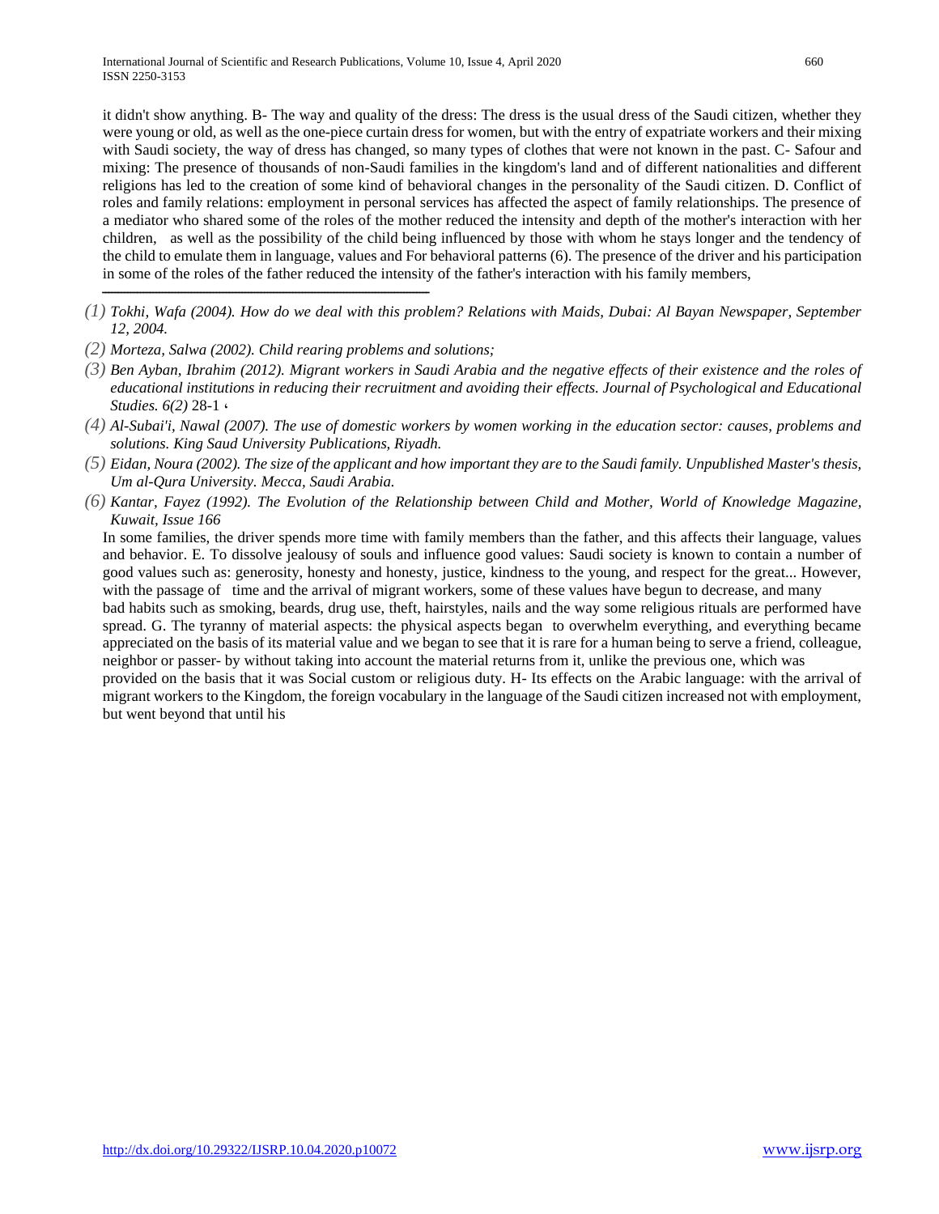it didn't show anything. B- The way and quality of the dress: The dress is the usual dress of the Saudi citizen, whether they were young or old, as well as the one-piece curtain dress for women, but with the entry of expatriate workers and their mixing with Saudi society, the way of dress has changed, so many types of clothes that were not known in the past. C- Safour and mixing: The presence of thousands of non-Saudi families in the kingdom's land and of different nationalities and different religions has led to the creation of some kind of behavioral changes in the personality of the Saudi citizen. D. Conflict of roles and family relations: employment in personal services has affected the aspect of family relationships. The presence of a mediator who shared some of the roles of the mother reduced the intensity and depth of the mother's interaction with her children, as well as the possibility of the child being influenced by those with whom he stays longer and the tendency of the child to emulate them in language, values and For behavioral patterns (6). The presence of the driver and his participation in some of the roles of the father reduced the intensity of the father's interaction with his family members,

---

*(1) Tokhi, Wafa (2004). How do we deal with this problem? Relations with Maids, Dubai: Al Bayan Newspaper, September 12, 2004.*

*(2) Morteza, Salwa (2002). Child rearing problems and solutions;*

*(3) Ben Ayban, Ibrahim (2012). Migrant workers in Saudi Arabia and the negative effects of their existence and the roles of educational institutions in reducing their recruitment and avoiding their effects. Journal of Psychological and Educational Studies. 6(2)* 28-1 ،

*(4) Al-Subai'i, Nawal (2007). The use of domestic workers by women working in the education sector: causes, problems and solutions. King Saud University Publications, Riyadh.*

*(5) Eidan, Noura (2002). The size of the applicant and how important they are to the Saudi family. Unpublished Master's thesis, Um al-Qura University. Mecca, Saudi Arabia.*

*(6) Kantar, Fayez (1992). The Evolution of the Relationship between Child and Mother, World of Knowledge Magazine, Kuwait, Issue 166*

In some families, the driver spends more time with family members than the father, and this affects their language, values and behavior. E. To dissolve jealousy of souls and influence good values: Saudi society is known to contain a number of good values such as: generosity, honesty and honesty, justice, kindness to the young, and respect for the great... However, with the passage of time and the arrival of migrant workers, some of these values have begun to decrease, and many bad habits such as smoking, beards, drug use, theft, hairstyles, nails and the way some religious rituals are performed have spread. G. The tyranny of material aspects: the physical aspects began to overwhelm everything, and everything became appreciated on the basis of its material value and we began to see that it is rare for a human being to serve a friend, colleague, neighbor or passer- by without taking into account the material returns from it, unlike the previous one, which was provided on the basis that it was Social custom or religious duty. H- Its effects on the Arabic language: with the arrival of migrant workers to the Kingdom, the foreign vocabulary in the language of the Saudi citizen increased not with employment, but went beyond that until his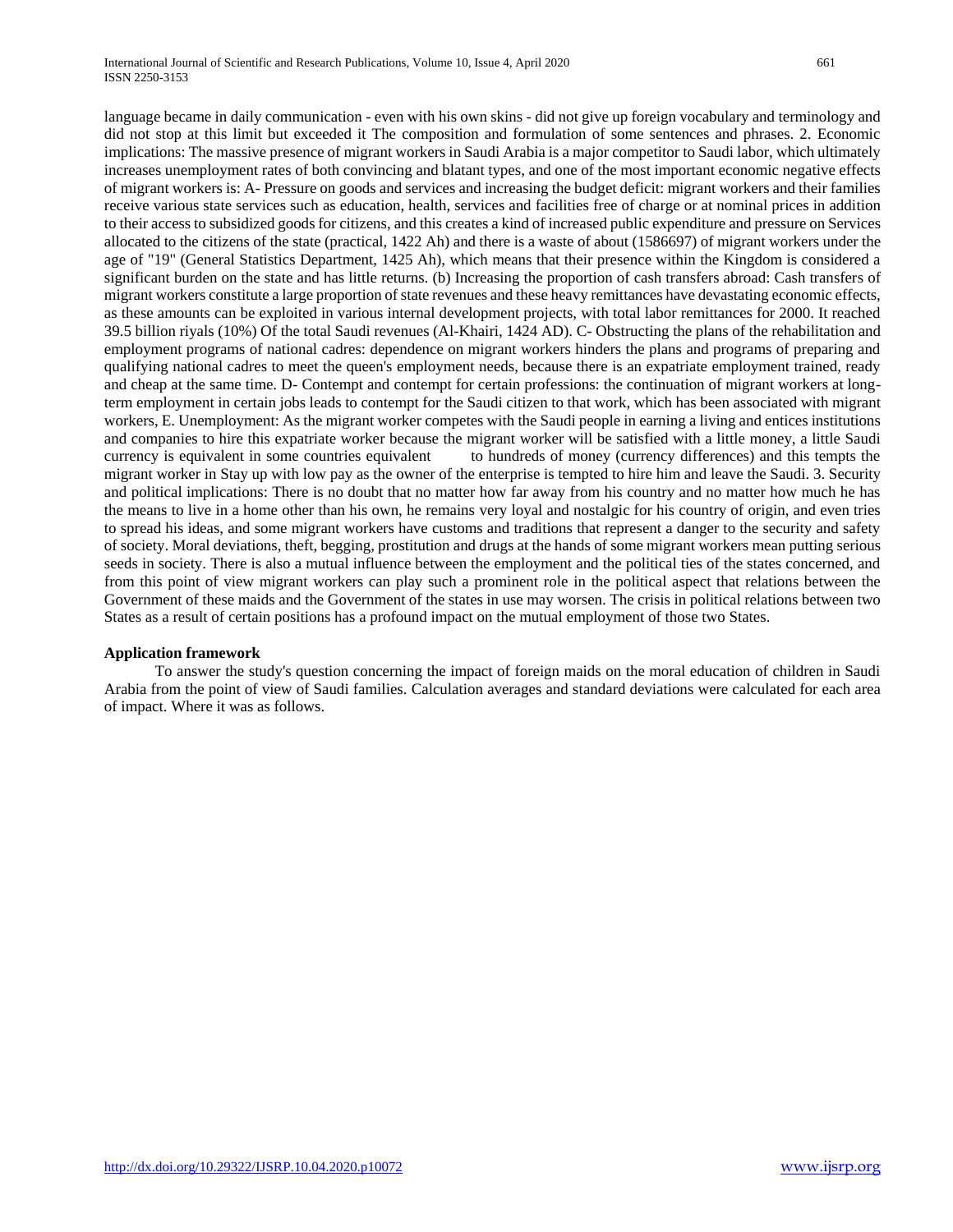language became in daily communication - even with his own skins - did not give up foreign vocabulary and terminology and did not stop at this limit but exceeded it The composition and formulation of some sentences and phrases. 2. Economic implications: The massive presence of migrant workers in Saudi Arabia is a major competitor to Saudi labor, which ultimately increases unemployment rates of both convincing and blatant types, and one of the most important economic negative effects of migrant workers is: A- Pressure on goods and services and increasing the budget deficit: migrant workers and their families receive various state services such as education, health, services and facilities free of charge or at nominal prices in addition to their access to subsidized goods for citizens, and this creates a kind of increased public expenditure and pressure on Services allocated to the citizens of the state (practical, 1422 Ah) and there is a waste of about (1586697) of migrant workers under the age of "19" (General Statistics Department, 1425 Ah), which means that their presence within the Kingdom is considered a significant burden on the state and has little returns. (b) Increasing the proportion of cash transfers abroad: Cash transfers of migrant workers constitute a large proportion of state revenues and these heavy remittances have devastating economic effects, as these amounts can be exploited in various internal development projects, with total labor remittances for 2000. It reached 39.5 billion riyals (10%) Of the total Saudi revenues (Al-Khairi, 1424 AD). C- Obstructing the plans of the rehabilitation and employment programs of national cadres: dependence on migrant workers hinders the plans and programs of preparing and qualifying national cadres to meet the queen's employment needs, because there is an expatriate employment trained, ready and cheap at the same time. D- Contempt and contempt for certain professions: the continuation of migrant workers at long-term employment in certain jobs leads to contempt for the Saudi citizen to that work, which has been associated with migrant workers, E. Unemployment: As the migrant worker competes with the Saudi people in earning a living and entices institutions and companies to hire this expatriate worker because the migrant worker will be satisfied with a little money, a little Saudi currency is equivalent in some countries equivalent to hundreds of money (currency differences) and this tempts the migrant worker in Stay up with low pay as the owner of the enterprise is tempted to hire him and leave the Saudi. 3. Security and political implications: There is no doubt that no matter how far away from his country and no matter how much he has the means to live in a home other than his own, he remains very loyal and nostalgic for his country of origin, and even tries to spread his ideas, and some migrant workers have customs and traditions that represent a danger to the security and safety of society. Moral deviations, theft, begging, prostitution and drugs at the hands of some migrant workers mean putting serious seeds in society. There is also a mutual influence between the employment and the political ties of the states concerned, and from this point of view migrant workers can play such a prominent role in the political aspect that relations between the Government of these maids and the Government of the states in use may worsen. The crisis in political relations between two States as a result of certain positions has a profound impact on the mutual employment of those two States.

**Application framework**

To answer the study's question concerning the impact of foreign maids on the moral education of children in Saudi Arabia from the point of view of Saudi families. Calculation averages and standard deviations were calculated for each area of impact. Where it was as follows.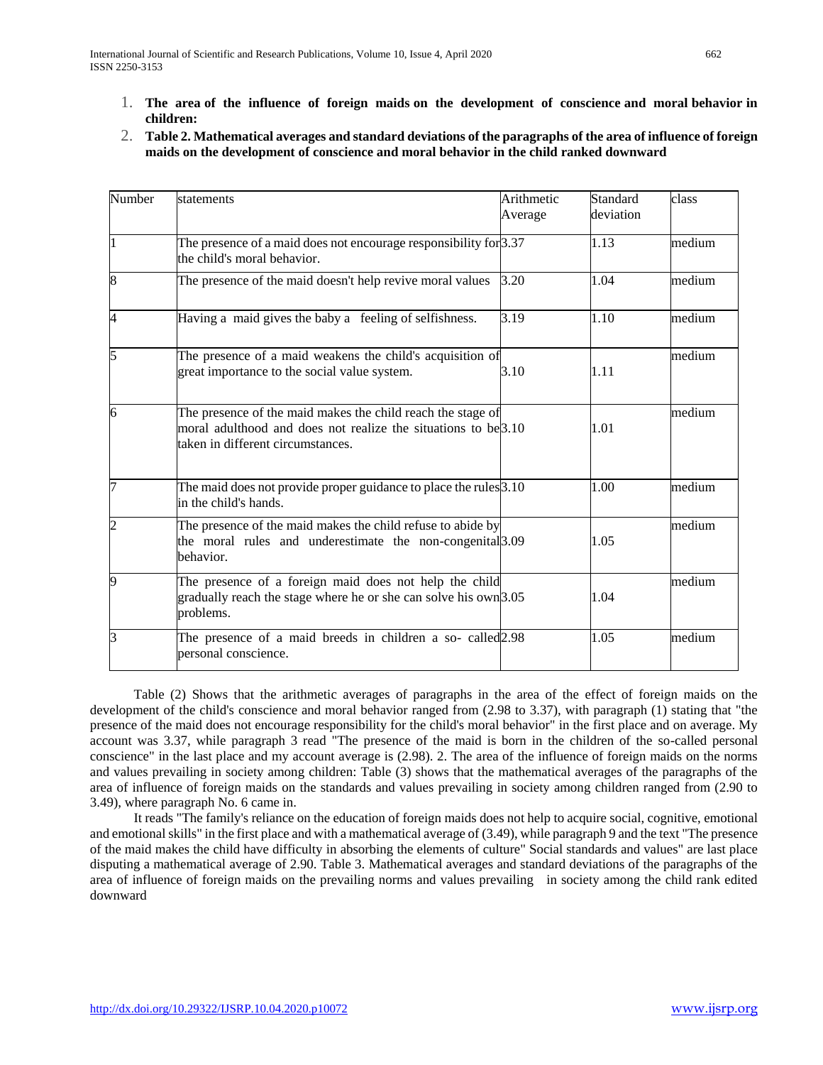1. **The area of the influence of foreign maids on the development of conscience and moral behavior in children:**
2. **Table 2. Mathematical averages and standard deviations of the paragraphs of the area of influence of foreign maids on the development of conscience and moral behavior in the child ranked downward**

| Number | statements | Arithmetic Average | Standard deviation | class |
|---|---|---|---|---|
| 1 | The presence of a maid does not encourage responsibility for the child's moral behavior. | 3.37 | 1.13 | medium |
| 8 | The presence of the maid doesn't help revive moral values | 3.20 | 1.04 | medium |
| 4 | Having a maid gives the baby a feeling of selfishness. | 3.19 | 1.10 | medium |
| 5 | The presence of a maid weakens the child's acquisition of great importance to the social value system. | 3.10 | 1.11 | medium |
| 6 | The presence of the maid makes the child reach the stage of moral adulthood and does not realize the situations to be taken in different circumstances. | 3.10 | 1.01 | medium |
| 7 | The maid does not provide proper guidance to place the rules in the child's hands. | 3.10 | 1.00 | medium |
| 2 | The presence of the maid makes the child refuse to abide by the moral rules and underestimate the non-congenital behavior. | 3.09 | 1.05 | medium |
| 9 | The presence of a foreign maid does not help the child gradually reach the stage where he or she can solve his own problems. | 3.05 | 1.04 | medium |
| 3 | The presence of a maid breeds in children a so- called personal conscience. | 2.98 | 1.05 | medium |

Table (2) Shows that the arithmetic averages of paragraphs in the area of the effect of foreign maids on the development of the child's conscience and moral behavior ranged from (2.98 to 3.37), with paragraph (1) stating that "the presence of the maid does not encourage responsibility for the child's moral behavior" in the first place and on average. My account was 3.37, while paragraph 3 read "The presence of the maid is born in the children of the so-called personal conscience" in the last place and my account average is (2.98). 2. The area of the influence of foreign maids on the norms and values prevailing in society among children: Table (3) shows that the mathematical averages of the paragraphs of the area of influence of foreign maids on the standards and values prevailing in society among children ranged from (2.90 to 3.49), where paragraph No. 6 came in.

It reads "The family's reliance on the education of foreign maids does not help to acquire social, cognitive, emotional and emotional skills" in the first place and with a mathematical average of (3.49), while paragraph 9 and the text "The presence of the maid makes the child have difficulty in absorbing the elements of culture" Social standards and values" are last place disputing a mathematical average of 2.90. Table 3. Mathematical averages and standard deviations of the paragraphs of the area of influence of foreign maids on the prevailing norms and values prevailing in society among the child rank edited downward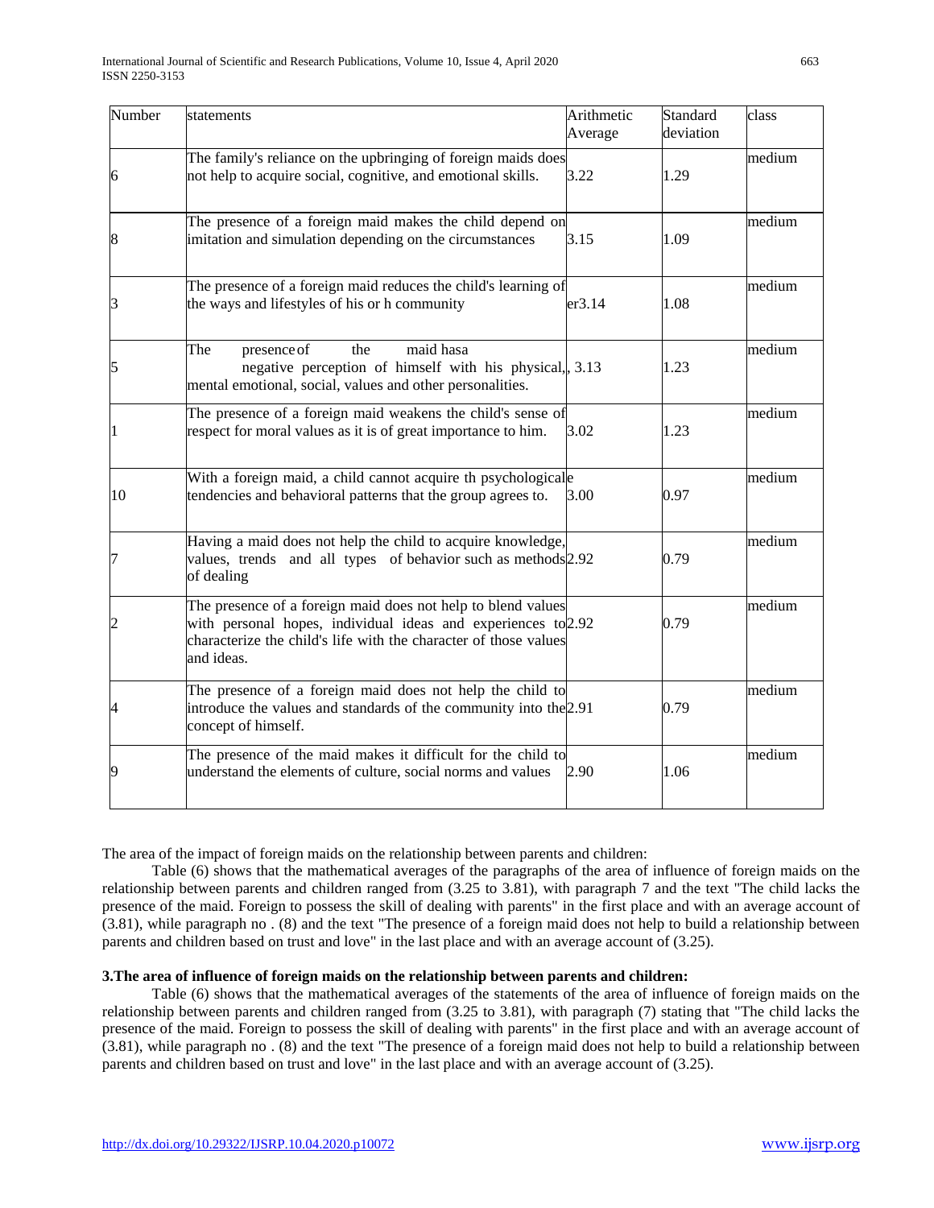| Number | statements | Arithmetic Average | Standard deviation | class |
|---|---|---|---|---|
| 6 | The family's reliance on the upbringing of foreign maids does not help to acquire social, cognitive, and emotional skills. | 3.22 | 1.29 | medium |
| 8 | The presence of a foreign maid makes the child depend on imitation and simulation depending on the circumstances | 3.15 | 1.09 | medium |
| 3 | The presence of a foreign maid reduces the child's learning of the ways and lifestyles of his or h community | er3.14 | 1.08 | medium |
| 5 | The presence of the maid hasa negative perception of himself with his physical, mental emotional, social, values and other personalities. | 3.13 | 1.23 | medium |
| 1 | The presence of a foreign maid weakens the child's sense of respect for moral values as it is of great importance to him. | 3.02 | 1.23 | medium |
| 10 | With a foreign maid, a child cannot acquire th psychologicale tendencies and behavioral patterns that the group agrees to. | 3.00 | 0.97 | medium |
| 7 | Having a maid does not help the child to acquire knowledge, values, trends and all types of behavior such as methods of dealing | 2.92 | 0.79 | medium |
| 2 | The presence of a foreign maid does not help to blend values with personal hopes, individual ideas and experiences to characterize the child's life with the character of those values and ideas. | 2.92 | 0.79 | medium |
| 4 | The presence of a foreign maid does not help the child to introduce the values and standards of the community into the concept of himself. | 2.91 | 0.79 | medium |
| 9 | The presence of the maid makes it difficult for the child to understand the elements of culture, social norms and values | 2.90 | 1.06 | medium |

The area of the impact of foreign maids on the relationship between parents and children:

Table (6) shows that the mathematical averages of the paragraphs of the area of influence of foreign maids on the relationship between parents and children ranged from (3.25 to 3.81), with paragraph 7 and the text "The child lacks the presence of the maid. Foreign to possess the skill of dealing with parents" in the first place and with an average account of (3.81), while paragraph no . (8) and the text "The presence of a foreign maid does not help to build a relationship between parents and children based on trust and love" in the last place and with an average account of (3.25).

**3.The area of influence of foreign maids on the relationship between parents and children:**

Table (6) shows that the mathematical averages of the statements of the area of influence of foreign maids on the relationship between parents and children ranged from (3.25 to 3.81), with paragraph (7) stating that "The child lacks the presence of the maid. Foreign to possess the skill of dealing with parents" in the first place and with an average account of (3.81), while paragraph no . (8) and the text "The presence of a foreign maid does not help to build a relationship between parents and children based on trust and love" in the last place and with an average account of (3.25).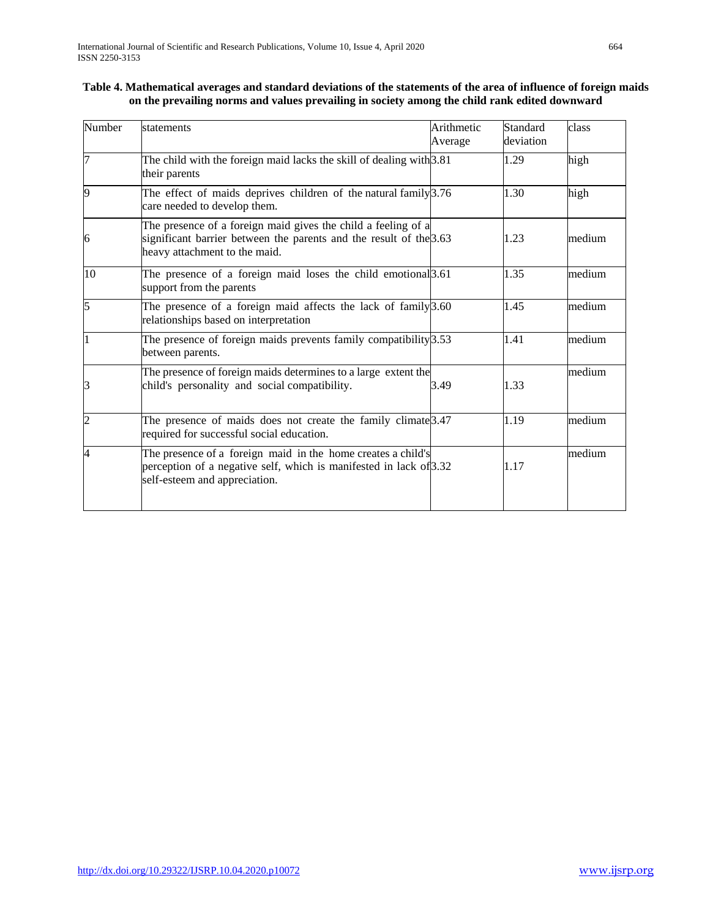**Table 4. Mathematical averages and standard deviations of the statements of the area of influence of foreign maids on the prevailing norms and values prevailing in society among the child rank edited downward**

| Number | statements | Arithmetic Average | Standard deviation | class |
|---|---|---|---|---|
| 7 | The child with the foreign maid lacks the skill of dealing with their parents | 3.81 | 1.29 | high |
| 9 | The effect of maids deprives children of the natural family care needed to develop them. | 3.76 | 1.30 | high |
| 6 | The presence of a foreign maid gives the child a feeling of a significant barrier between the parents and the result of the heavy attachment to the maid. | 3.63 | 1.23 | medium |
| 10 | The presence of a foreign maid loses the child emotional support from the parents | 3.61 | 1.35 | medium |
| 5 | The presence of a foreign maid affects the lack of family relationships based on interpretation | 3.60 | 1.45 | medium |
| 1 | The presence of foreign maids prevents family compatibility between parents. | 3.53 | 1.41 | medium |
| 3 | The presence of foreign maids determines to a large extent the child's personality and social compatibility. | 3.49 | 1.33 | medium |
| 2 | The presence of maids does not create the family climate required for successful social education. | 3.47 | 1.19 | medium |
| 4 | The presence of a foreign maid in the home creates a child's perception of a negative self, which is manifested in lack of self-esteem and appreciation. | 3.32 | 1.17 | medium |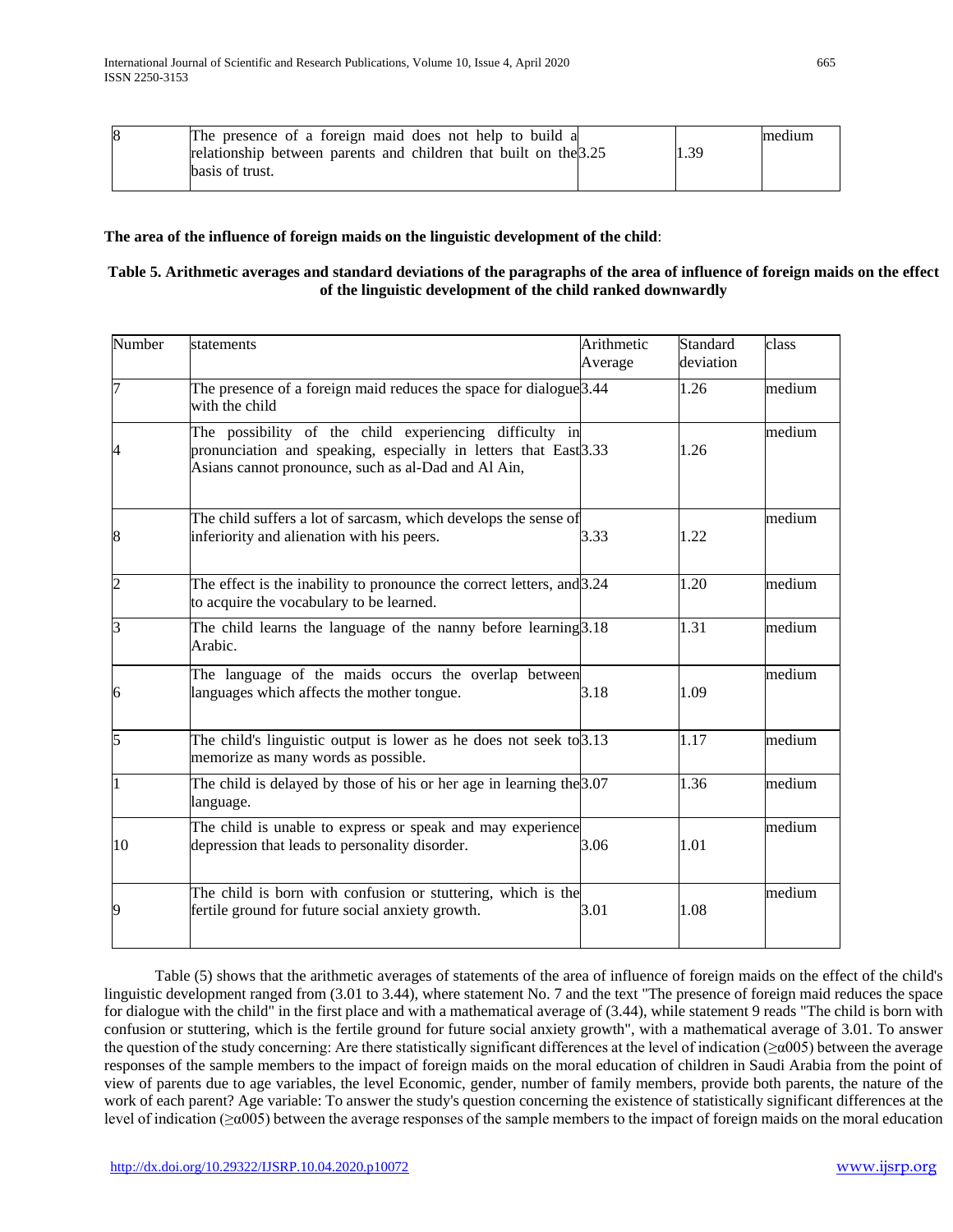| 8 | The presence of a foreign maid does not help to build a relationship between parents and children that built on the basis of trust. | 3.25 | 1.39 | medium |
|---|---|---|---|---|

**The area of the influence of foreign maids on the linguistic development of the child**:

**Table 5. Arithmetic averages and standard deviations of the paragraphs of the area of influence of foreign maids on the effect of the linguistic development of the child ranked downwardly**

| Number | statements | Arithmetic Average | Standard deviation | class |
|---|---|---|---|---|
| 7 | The presence of a foreign maid reduces the space for dialogue with the child | 3.44 | 1.26 | medium |
| 4 | The possibility of the child experiencing difficulty in pronunciation and speaking, especially in letters that East Asians cannot pronounce, such as al-Dad and Al Ain, | 3.33 | 1.26 | medium |
| 8 | The child suffers a lot of sarcasm, which develops the sense of inferiority and alienation with his peers. | 3.33 | 1.22 | medium |
| 2 | The effect is the inability to pronounce the correct letters, and to acquire the vocabulary to be learned. | 3.24 | 1.20 | medium |
| 3 | The child learns the language of the nanny before learning Arabic. | 3.18 | 1.31 | medium |
| 6 | The language of the maids occurs the overlap between languages which affects the mother tongue. | 3.18 | 1.09 | medium |
| 5 | The child's linguistic output is lower as he does not seek to memorize as many words as possible. | 3.13 | 1.17 | medium |
| 1 | The child is delayed by those of his or her age in learning the language. | 3.07 | 1.36 | medium |
| 10 | The child is unable to express or speak and may experience depression that leads to personality disorder. | 3.06 | 1.01 | medium |
| 9 | The child is born with confusion or stuttering, which is the fertile ground for future social anxiety growth. | 3.01 | 1.08 | medium |

Table (5) shows that the arithmetic averages of statements of the area of influence of foreign maids on the effect of the child's linguistic development ranged from (3.01 to 3.44), where statement No. 7 and the text "The presence of foreign maid reduces the space for dialogue with the child" in the first place and with a mathematical average of (3.44), while statement 9 reads "The child is born with confusion or stuttering, which is the fertile ground for future social anxiety growth", with a mathematical average of 3.01. To answer the question of the study concerning: Are there statistically significant differences at the level of indication (≥α005) between the average responses of the sample members to the impact of foreign maids on the moral education of children in Saudi Arabia from the point of view of parents due to age variables, the level Economic, gender, number of family members, provide both parents, the nature of the work of each parent? Age variable: To answer the study's question concerning the existence of statistically significant differences at the level of indication (≥α005) between the average responses of the sample members to the impact of foreign maids on the moral education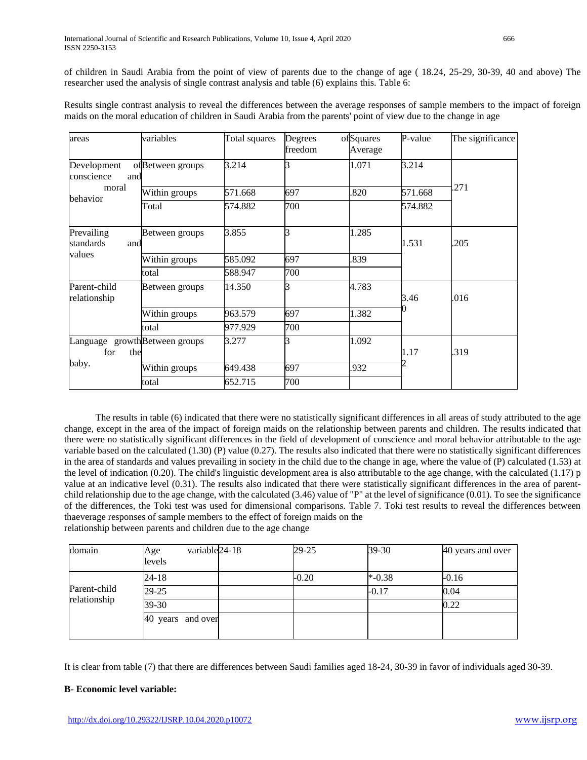of children in Saudi Arabia from the point of view of parents due to the change of age ( 18.24, 25-29, 30-39, 40 and above) The researcher used the analysis of single contrast analysis and table (6) explains this. Table 6:

Results single contrast analysis to reveal the differences between the average responses of sample members to the impact of foreign maids on the moral education of children in Saudi Arabia from the parents' point of view due to the change in age

| areas | variables | Total squares | Degrees of freedom | Squares Average | P-value | The significance |
|---|---|---|---|---|---|---|
| Development of conscience and moral behavior | Between groups | 3.214 | 3 | 1.071 | 3.214 | .271 |
| | Within groups | 571.668 | 697 | .820 | 571.668 | |
| | Total | 574.882 | 700 | | 574.882 | |
| Prevailing standards and values | Between groups | 3.855 | 3 | 1.285 | 1.531 | .205 |
| | Within groups | 585.092 | 697 | .839 | | |
| | total | 588.947 | 700 | | | |
| Parent-child relationship | Between groups | 14.350 | 3 | 4.783 | 3.460 | .016 |
| | Within groups | 963.579 | 697 | 1.382 | | |
| | total | 977.929 | 700 | | | |
| Language growth for the baby. | Between groups | 3.277 | 3 | 1.092 | 1.172 | .319 |
| | Within groups | 649.438 | 697 | .932 | | |
| | total | 652.715 | 700 | | | |

The results in table (6) indicated that there were no statistically significant differences in all areas of study attributed to the age change, except in the area of the impact of foreign maids on the relationship between parents and children. The results indicated that there were no statistically significant differences in the field of development of conscience and moral behavior attributable to the age variable based on the calculated (1.30) (P) value (0.27). The results also indicated that there were no statistically significant differences in the area of standards and values prevailing in society in the child due to the change in age, where the value of (P) calculated (1.53) at the level of indication (0.20). The child's linguistic development area is also attributable to the age change, with the calculated (1.17) p value at an indicative level (0.31). The results also indicated that there were statistically significant differences in the area of parent-child relationship due to the age change, with the calculated (3.46) value of "P" at the level of significance (0.01). To see the significance of the differences, the Toki test was used for dimensional comparisons. Table 7. Toki test results to reveal the differences between thaeverage responses of sample members to the effect of foreign maids on the relationship between parents and children due to the age change

| domain | Age variable levels | 24-18 | 29-25 | 39-30 | 40 years and over |
|---|---|---|---|---|---|
| Parent-child relationship | 24-18 | | -0.20 | *-0.38 | -0.16 |
| | 29-25 | | | -0.17 | 0.04 |
| | 39-30 | | | | 0.22 |
| | 40 years and over | | | | |

It is clear from table (7) that there are differences between Saudi families aged 18-24, 30-39 in favor of individuals aged 30-39.

**B- Economic level variable:**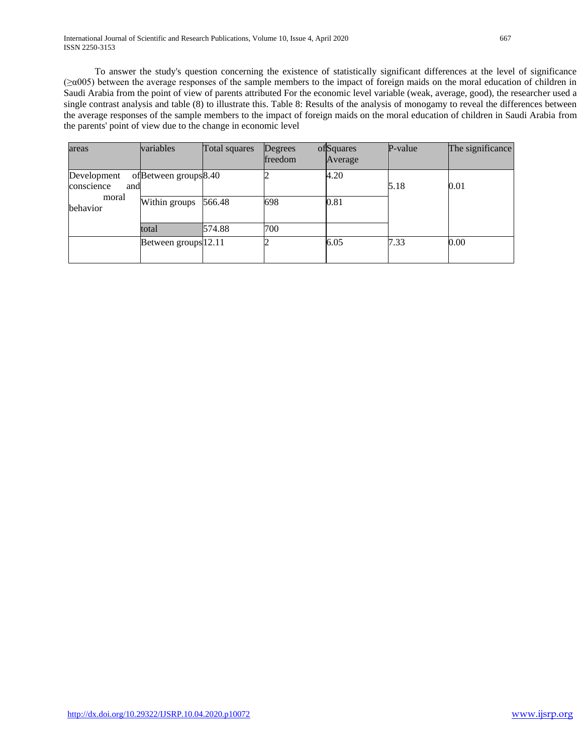To answer the study's question concerning the existence of statistically significant differences at the level of significance (≥α005) between the average responses of the sample members to the impact of foreign maids on the moral education of children in Saudi Arabia from the point of view of parents attributed For the economic level variable (weak, average, good), the researcher used a single contrast analysis and table (8) to illustrate this. Table 8: Results of the analysis of monogamy to reveal the differences between the average responses of the sample members to the impact of foreign maids on the moral education of children in Saudi Arabia from the parents' point of view due to the change in economic level

| areas | variables | Total squares | Degrees of freedom | Squares Average | P-value | The significance |
|---|---|---|---|---|---|---|
| Development of conscience and moral behavior | Between groups | 8.40 | 2 | 4.20 | 5.18 | 0.01 |
| | Within groups | 566.48 | 698 | 0.81 | | |
| | total | 574.88 | 700 | | | |
| | Between groups | 12.11 | 2 | 6.05 | 7.33 | 0.00 |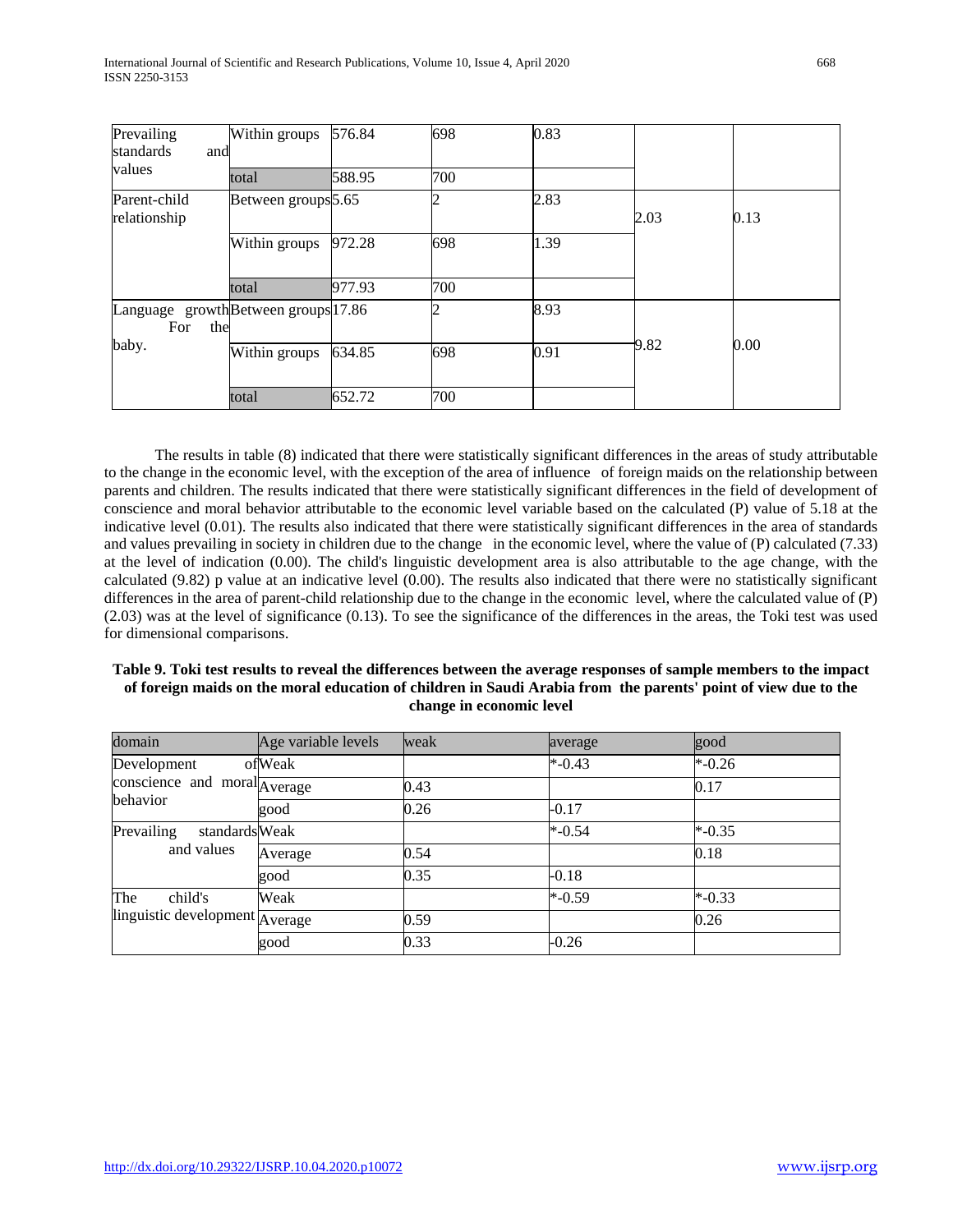| Prevailing standards and values | Within groups | 576.84 | 698 | 0.83 | | |
|---|---|---|---|---|---|---|
| | total | 588.95 | 700 | | | |
| Parent-child relationship | Between groups | 5.65 | 2 | 2.83 | 2.03 | 0.13 |
| | Within groups | 972.28 | 698 | 1.39 | | |
| | total | 977.93 | 700 | | | |
| Language growth For the baby. | Between groups | 17.86 | 2 | 8.93 | 9.82 | 0.00 |
| | Within groups | 634.85 | 698 | 0.91 | | |
| | total | 652.72 | 700 | | | |

The results in table (8) indicated that there were statistically significant differences in the areas of study attributable to the change in the economic level, with the exception of the area of influence of foreign maids on the relationship between parents and children. The results indicated that there were statistically significant differences in the field of development of conscience and moral behavior attributable to the economic level variable based on the calculated (P) value of 5.18 at the indicative level (0.01). The results also indicated that there were statistically significant differences in the area of standards and values prevailing in society in children due to the change in the economic level, where the value of (P) calculated (7.33) at the level of indication (0.00). The child's linguistic development area is also attributable to the age change, with the calculated (9.82) p value at an indicative level (0.00). The results also indicated that there were no statistically significant differences in the area of parent-child relationship due to the change in the economic level, where the calculated value of (P) (2.03) was at the level of significance (0.13). To see the significance of the differences in the areas, the Toki test was used for dimensional comparisons.

**Table 9. Toki test results to reveal the differences between the average responses of sample members to the impact of foreign maids on the moral education of children in Saudi Arabia from the parents' point of view due to the change in economic level**

| domain | Age variable levels | weak | average | good |
|---|---|---|---|---|
| Development of conscience and moral behavior | Weak | | *-0.43 | *-0.26 |
| | Average | 0.43 | | 0.17 |
| | good | 0.26 | -0.17 | |
| Prevailing standards and values | Weak | | *-0.54 | *-0.35 |
| | Average | 0.54 | | 0.18 |
| | good | 0.35 | -0.18 | |
| The child's linguistic development | Weak | | *-0.59 | *-0.33 |
| | Average | 0.59 | | 0.26 |
| | good | 0.33 | -0.26 | |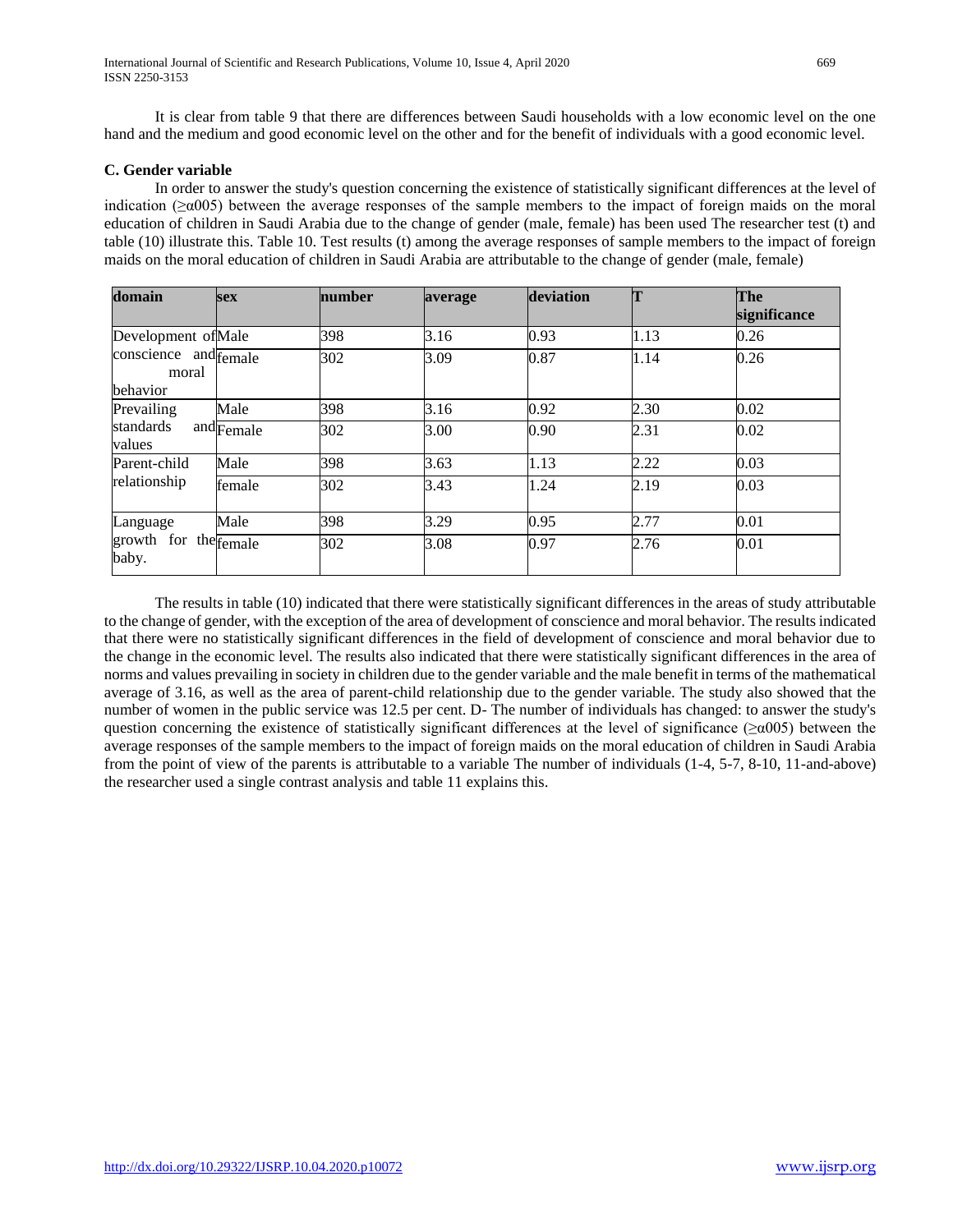It is clear from table 9 that there are differences between Saudi households with a low economic level on the one hand and the medium and good economic level on the other and for the benefit of individuals with a good economic level.

### C. Gender variable

In order to answer the study's question concerning the existence of statistically significant differences at the level of indication (≥α005) between the average responses of the sample members to the impact of foreign maids on the moral education of children in Saudi Arabia due to the change of gender (male, female) has been used The researcher test (t) and table (10) illustrate this. Table 10. Test results (t) among the average responses of sample members to the impact of foreign maids on the moral education of children in Saudi Arabia are attributable to the change of gender (male, female)

| domain | sex | number | average | deviation | T | The significance |
|---|---|---|---|---|---|---|
| Development of conscience and moral behavior | Male | 398 | 3.16 | 0.93 | 1.13 | 0.26 |
| | female | 302 | 3.09 | 0.87 | 1.14 | 0.26 |
| Prevailing standards and values | Male | 398 | 3.16 | 0.92 | 2.30 | 0.02 |
| | Female | 302 | 3.00 | 0.90 | 2.31 | 0.02 |
| Parent-child relationship | Male | 398 | 3.63 | 1.13 | 2.22 | 0.03 |
| | female | 302 | 3.43 | 1.24 | 2.19 | 0.03 |
| Language growth for the baby. | Male | 398 | 3.29 | 0.95 | 2.77 | 0.01 |
| | female | 302 | 3.08 | 0.97 | 2.76 | 0.01 |

The results in table (10) indicated that there were statistically significant differences in the areas of study attributable to the change of gender, with the exception of the area of development of conscience and moral behavior. The results indicated that there were no statistically significant differences in the field of development of conscience and moral behavior due to the change in the economic level. The results also indicated that there were statistically significant differences in the area of norms and values prevailing in society in children due to the gender variable and the male benefit in terms of the mathematical average of 3.16, as well as the area of parent-child relationship due to the gender variable. The study also showed that the number of women in the public service was 12.5 per cent. D- The number of individuals has changed: to answer the study's question concerning the existence of statistically significant differences at the level of significance (≥α005) between the average responses of the sample members to the impact of foreign maids on the moral education of children in Saudi Arabia from the point of view of the parents is attributable to a variable The number of individuals (1-4, 5-7, 8-10, 11-and-above) the researcher used a single contrast analysis and table 11 explains this.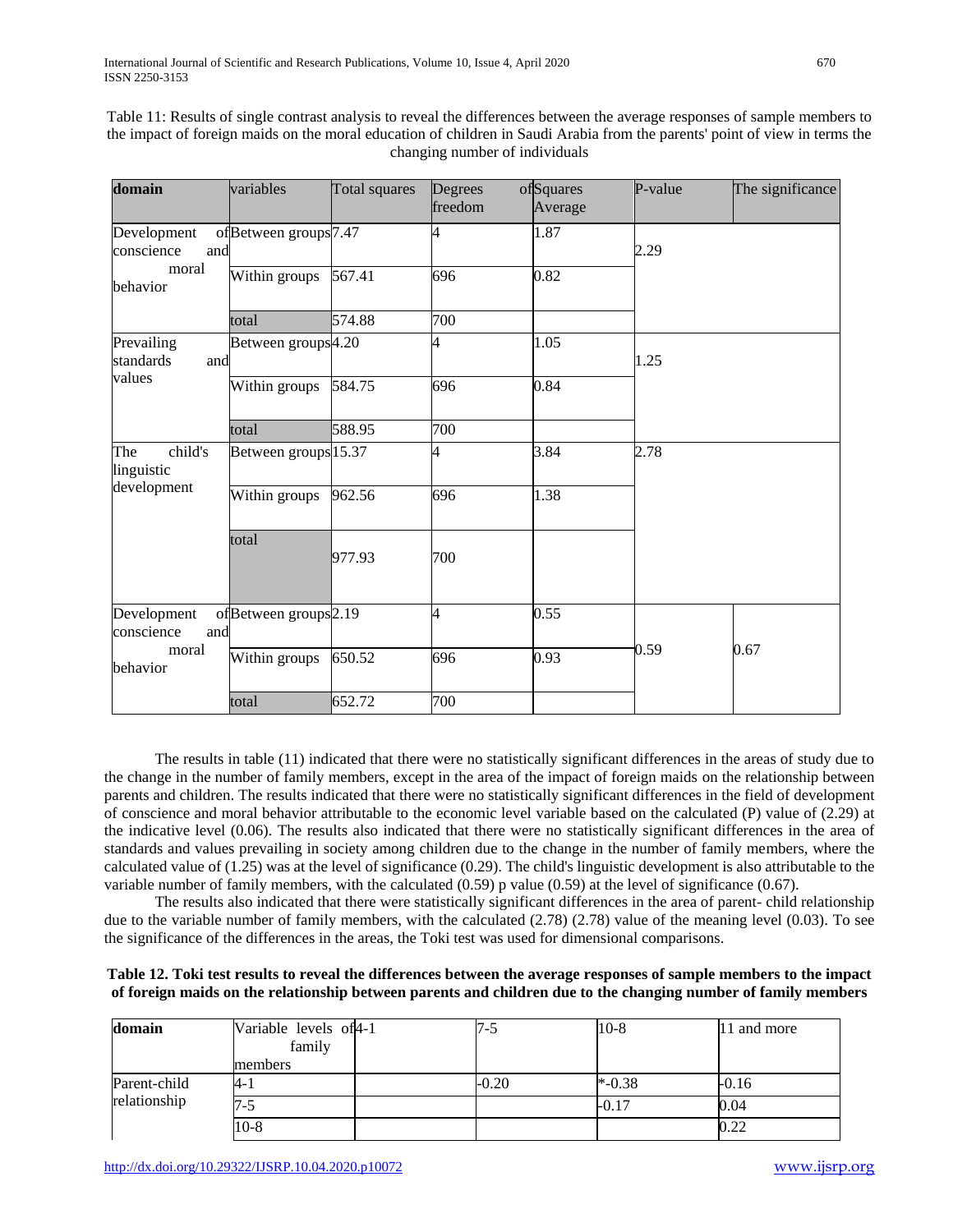Table 11: Results of single contrast analysis to reveal the differences between the average responses of sample members to the impact of foreign maids on the moral education of children in Saudi Arabia from the parents' point of view in terms the changing number of individuals

| domain | variables | Total squares | Degrees of freedom | Squares Average | P-value | The significance |
|---|---|---|---|---|---|---|
| Development of conscience and moral behavior | Between groups | 7.47 | 4 | 1.87 | 2.29 | |
| | Within groups | 567.41 | 696 | 0.82 | | |
| | total | 574.88 | 700 | | | |
| Prevailing standards and values | Between groups | 4.20 | 4 | 1.05 | 1.25 | |
| | Within groups | 584.75 | 696 | 0.84 | | |
| | total | 588.95 | 700 | | | |
| The child's linguistic development | Between groups | 15.37 | 4 | 3.84 | 2.78 | |
| | Within groups | 962.56 | 696 | 1.38 | | |
| | total | 977.93 | 700 | | | |
| Development of conscience and moral behavior | Between groups | 2.19 | 4 | 0.55 | 0.59 | 0.67 |
| | Within groups | 650.52 | 696 | 0.93 | | |
| | total | 652.72 | 700 | | | |

The results in table (11) indicated that there were no statistically significant differences in the areas of study due to the change in the number of family members, except in the area of the impact of foreign maids on the relationship between parents and children. The results indicated that there were no statistically significant differences in the field of development of conscience and moral behavior attributable to the economic level variable based on the calculated (P) value of (2.29) at the indicative level (0.06). The results also indicated that there were no statistically significant differences in the area of standards and values prevailing in society among children due to the change in the number of family members, where the calculated value of (1.25) was at the level of significance (0.29). The child's linguistic development is also attributable to the variable number of family members, with the calculated (0.59) p value (0.59) at the level of significance (0.67).

The results also indicated that there were statistically significant differences in the area of parent- child relationship due to the variable number of family members, with the calculated (2.78) (2.78) value of the meaning level (0.03). To see the significance of the differences in the areas, the Toki test was used for dimensional comparisons.

**Table 12. Toki test results to reveal the differences between the average responses of sample members to the impact of foreign maids on the relationship between parents and children due to the changing number of family members**

| domain | Variable levels of family members | 4-1 | 7-5 | 10-8 | 11 and more |
|---|---|---|---|---|---|
| Parent-child relationship | 4-1 | | -0.20 | *-0.38 | -0.16 |
| | 7-5 | | | -0.17 | 0.04 |
| | 10-8 | | | | 0.22 |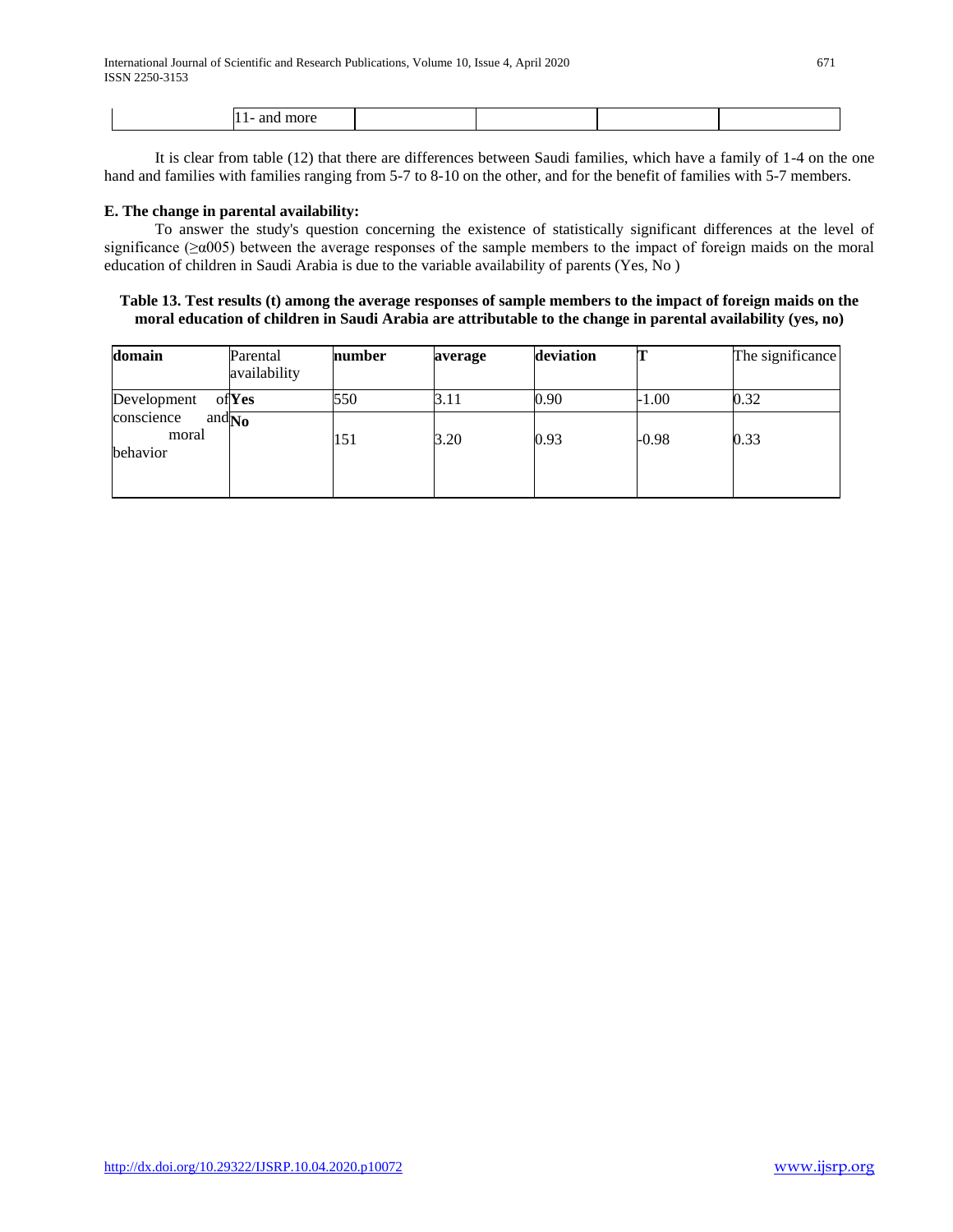| | 11- and more | | | | |
|---|---|---|---|---|---|

It is clear from table (12) that there are differences between Saudi families, which have a family of 1-4 on the one hand and families with families ranging from 5-7 to 8-10 on the other, and for the benefit of families with 5-7 members.

**E. The change in parental availability:**

To answer the study's question concerning the existence of statistically significant differences at the level of significance (≥α005) between the average responses of the sample members to the impact of foreign maids on the moral education of children in Saudi Arabia is due to the variable availability of parents (Yes, No )

**Table 13. Test results (t) among the average responses of sample members to the impact of foreign maids on the moral education of children in Saudi Arabia are attributable to the change in parental availability (yes, no)**

| **domain** | Parental availability | **number** | **average** | **deviation** | **T** | The significance |
|---|---|---|---|---|---|---|
| Development of conscience and moral behavior | **Yes** | 550 | 3.11 | 0.90 | -1.00 | 0.32 |
| | **No** | 151 | 3.20 | 0.93 | -0.98 | 0.33 |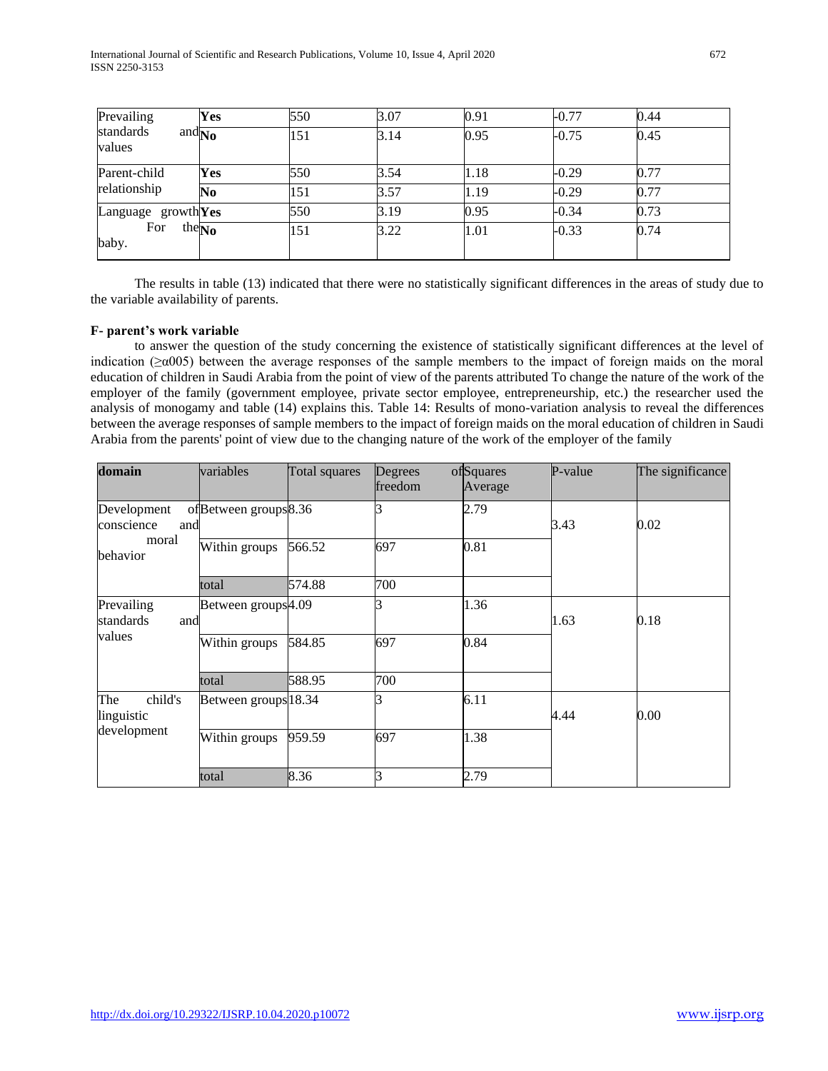| Prevailing standards and values | **Yes** | 550 | 3.07 | 0.91 | -0.77 | 0.44 |
|---|---|---|---|---|---|---|
| | **No** | 151 | 3.14 | 0.95 | -0.75 | 0.45 |
| Parent-child relationship | **Yes** | 550 | 3.54 | 1.18 | -0.29 | 0.77 |
| | **No** | 151 | 3.57 | 1.19 | -0.29 | 0.77 |
| Language growth For the baby. | **Yes** | 550 | 3.19 | 0.95 | -0.34 | 0.73 |
| | **No** | 151 | 3.22 | 1.01 | -0.33 | 0.74 |

The results in table (13) indicated that there were no statistically significant differences in the areas of study due to the variable availability of parents.

**F- parent's work variable**

to answer the question of the study concerning the existence of statistically significant differences at the level of indication (≥α005) between the average responses of the sample members to the impact of foreign maids on the moral education of children in Saudi Arabia from the point of view of the parents attributed To change the nature of the work of the employer of the family (government employee, private sector employee, entrepreneurship, etc.) the researcher used the analysis of monogamy and table (14) explains this. Table 14: Results of mono-variation analysis to reveal the differences between the average responses of sample members to the impact of foreign maids on the moral education of children in Saudi Arabia from the parents' point of view due to the changing nature of the work of the employer of the family

| domain | variables | Total squares | Degrees of freedom | Squares Average | P-value | The significance |
|---|---|---|---|---|---|---|
| Development of conscience and moral behavior | Between groups | 8.36 | 3 | 2.79 | 3.43 | 0.02 |
| | Within groups | 566.52 | 697 | 0.81 | | |
| | total | 574.88 | 700 | | | |
| Prevailing standards and values | Between groups | 4.09 | 3 | 1.36 | 1.63 | 0.18 |
| | Within groups | 584.85 | 697 | 0.84 | | |
| | total | 588.95 | 700 | | | |
| The child's linguistic development | Between groups | 18.34 | 3 | 6.11 | 4.44 | 0.00 |
| | Within groups | 959.59 | 697 | 1.38 | | |
| | total | 8.36 | 3 | 2.79 | | |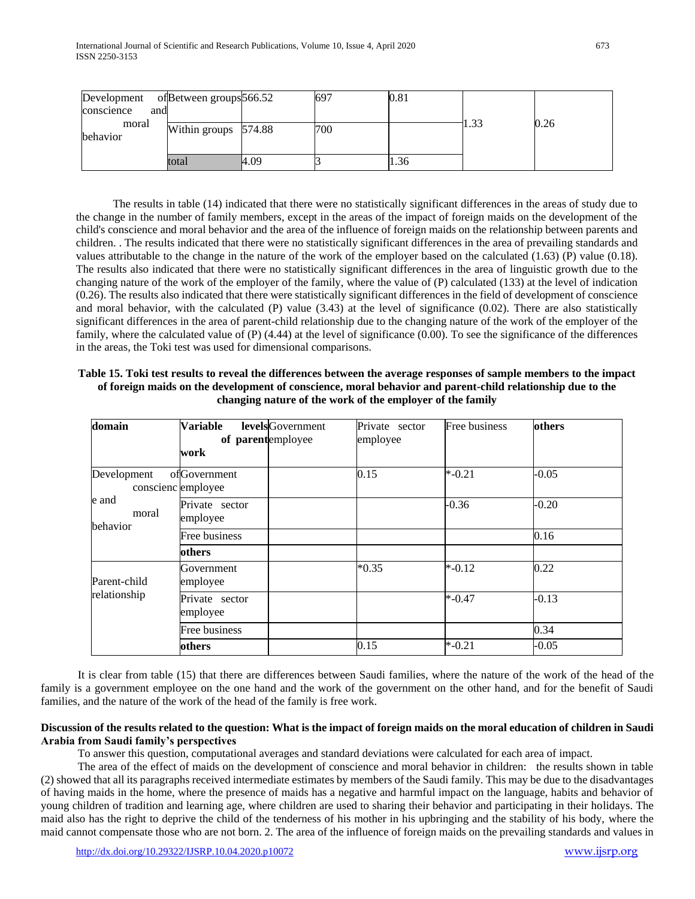| Development of conscience and moral behavior | Between groups | 566.52 | 697 | 0.81 | 1.33 | 0.26 |
|---|---|---|---|---|---|---|
| | Within groups | 574.88 | 700 | | | |
| | total | 4.09 | 3 | 1.36 | | |

The results in table (14) indicated that there were no statistically significant differences in the areas of study due to the change in the number of family members, except in the areas of the impact of foreign maids on the development of the child's conscience and moral behavior and the area of the influence of foreign maids on the relationship between parents and children. . The results indicated that there were no statistically significant differences in the area of prevailing standards and values attributable to the change in the nature of the work of the employer based on the calculated (1.63) (P) value (0.18). The results also indicated that there were no statistically significant differences in the area of linguistic growth due to the changing nature of the work of the employer of the family, where the value of (P) calculated (133) at the level of indication (0.26). The results also indicated that there were statistically significant differences in the field of development of conscience and moral behavior, with the calculated (P) value (3.43) at the level of significance (0.02). There are also statistically significant differences in the area of parent-child relationship due to the changing nature of the work of the employer of the family, where the calculated value of (P) (4.44) at the level of significance (0.00). To see the significance of the differences in the areas, the Toki test was used for dimensional comparisons.

**Table 15. Toki test results to reveal the differences between the average responses of sample members to the impact of foreign maids on the development of conscience, moral behavior and parent-child relationship due to the changing nature of the work of the employer of the family**

| domain | **Variable levels of parent work** | Government employee | Private sector employee | Free business | **others** |
|---|---|---|---|---|---|
| Development of conscience and moral behavior | Government employee | | 0.15 | *-0.21 | -0.05 |
| | Private sector employee | | | -0.36 | -0.20 |
| | Free business | | | | 0.16 |
| | **others** | | | | |
| Parent-child relationship | Government employee | | *0.35 | *-0.12 | 0.22 |
| | Private sector employee | | | *-0.47 | -0.13 |
| | Free business | | | | 0.34 |
| | **others** | | 0.15 | *-0.21 | -0.05 |

It is clear from table (15) that there are differences between Saudi families, where the nature of the work of the head of the family is a government employee on the one hand and the work of the government on the other hand, and for the benefit of Saudi families, and the nature of the work of the head of the family is free work.

**Discussion of the results related to the question: What is the impact of foreign maids on the moral education of children in Saudi Arabia from Saudi family's perspectives**

To answer this question, computational averages and standard deviations were calculated for each area of impact.

The area of the effect of maids on the development of conscience and moral behavior in children: the results shown in table (2) showed that all its paragraphs received intermediate estimates by members of the Saudi family. This may be due to the disadvantages of having maids in the home, where the presence of maids has a negative and harmful impact on the language, habits and behavior of young children of tradition and learning age, where children are used to sharing their behavior and participating in their holidays. The maid also has the right to deprive the child of the tenderness of his mother in his upbringing and the stability of his body, where the maid cannot compensate those who are not born. 2. The area of the influence of foreign maids on the prevailing standards and values in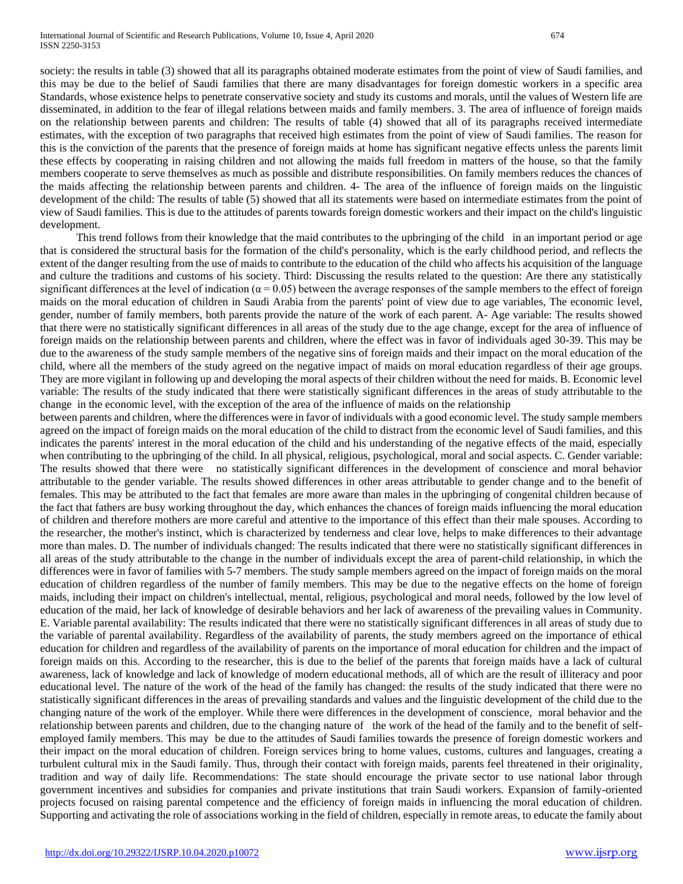society: the results in table (3) showed that all its paragraphs obtained moderate estimates from the point of view of Saudi families, and this may be due to the belief of Saudi families that there are many disadvantages for foreign domestic workers in a specific area Standards, whose existence helps to penetrate conservative society and study its customs and morals, until the values of Western life are disseminated, in addition to the fear of illegal relations between maids and family members. 3. The area of influence of foreign maids on the relationship between parents and children: The results of table (4) showed that all of its paragraphs received intermediate estimates, with the exception of two paragraphs that received high estimates from the point of view of Saudi families. The reason for this is the conviction of the parents that the presence of foreign maids at home has significant negative effects unless the parents limit these effects by cooperating in raising children and not allowing the maids full freedom in matters of the house, so that the family members cooperate to serve themselves as much as possible and distribute responsibilities. On family members reduces the chances of the maids affecting the relationship between parents and children. 4- The area of the influence of foreign maids on the linguistic development of the child: The results of table (5) showed that all its statements were based on intermediate estimates from the point of view of Saudi families. This is due to the attitudes of parents towards foreign domestic workers and their impact on the child's linguistic development.

This trend follows from their knowledge that the maid contributes to the upbringing of the child in an important period or age that is considered the structural basis for the formation of the child's personality, which is the early childhood period, and reflects the extent of the danger resulting from the use of maids to contribute to the education of the child who affects his acquisition of the language and culture the traditions and customs of his society. Third: Discussing the results related to the question: Are there any statistically significant differences at the level of indication ($\alpha = 0.05$) between the average responses of the sample members to the effect of foreign maids on the moral education of children in Saudi Arabia from the parents' point of view due to age variables, The economic level, gender, number of family members, both parents provide the nature of the work of each parent. A- Age variable: The results showed that there were no statistically significant differences in all areas of the study due to the age change, except for the area of influence of foreign maids on the relationship between parents and children, where the effect was in favor of individuals aged 30-39. This may be due to the awareness of the study sample members of the negative sins of foreign maids and their impact on the moral education of the child, where all the members of the study agreed on the negative impact of maids on moral education regardless of their age groups. They are more vigilant in following up and developing the moral aspects of their children without the need for maids. B. Economic level variable: The results of the study indicated that there were statistically significant differences in the areas of study attributable to the change in the economic level, with the exception of the area of the influence of maids on the relationship between parents and children, where the differences were in favor of individuals with a good economic level. The study sample members agreed on the impact of foreign maids on the moral education of the child to distract from the economic level of Saudi families, and this indicates the parents' interest in the moral education of the child and his understanding of the negative effects of the maid, especially when contributing to the upbringing of the child. In all physical, religious, psychological, moral and social aspects. C. Gender variable: The results showed that there were no statistically significant differences in the development of conscience and moral behavior attributable to the gender variable. The results showed differences in other areas attributable to gender change and to the benefit of females. This may be attributed to the fact that females are more aware than males in the upbringing of congenital children because of the fact that fathers are busy working throughout the day, which enhances the chances of foreign maids influencing the moral education of children and therefore mothers are more careful and attentive to the importance of this effect than their male spouses. According to the researcher, the mother's instinct, which is characterized by tenderness and clear love, helps to make differences to their advantage more than males. D. The number of individuals changed: The results indicated that there were no statistically significant differences in all areas of the study attributable to the change in the number of individuals except the area of parent-child relationship, in which the differences were in favor of families with 5-7 members. The study sample members agreed on the impact of foreign maids on the moral education of children regardless of the number of family members. This may be due to the negative effects on the home of foreign maids, including their impact on children's intellectual, mental, religious, psychological and moral needs, followed by the low level of education of the maid, her lack of knowledge of desirable behaviors and her lack of awareness of the prevailing values in Community. E. Variable parental availability: The results indicated that there were no statistically significant differences in all areas of study due to the variable of parental availability. Regardless of the availability of parents, the study members agreed on the importance of ethical education for children and regardless of the availability of parents on the importance of moral education for children and the impact of foreign maids on this. According to the researcher, this is due to the belief of the parents that foreign maids have a lack of cultural awareness, lack of knowledge and lack of knowledge of modern educational methods, all of which are the result of illiteracy and poor educational level. The nature of the work of the head of the family has changed: the results of the study indicated that there were no statistically significant differences in the areas of prevailing standards and values and the linguistic development of the child due to the changing nature of the work of the employer. While there were differences in the development of conscience, moral behavior and the relationship between parents and children, due to the changing nature of the work of the head of the family and to the benefit of self-employed family members. This may be due to the attitudes of Saudi families towards the presence of foreign domestic workers and their impact on the moral education of children. Foreign services bring to home values, customs, cultures and languages, creating a turbulent cultural mix in the Saudi family. Thus, through their contact with foreign maids, parents feel threatened in their originality, tradition and way of daily life. Recommendations: The state should encourage the private sector to use national labor through government incentives and subsidies for companies and private institutions that train Saudi workers. Expansion of family-oriented projects focused on raising parental competence and the efficiency of foreign maids in influencing the moral education of children. Supporting and activating the role of associations working in the field of children, especially in remote areas, to educate the family about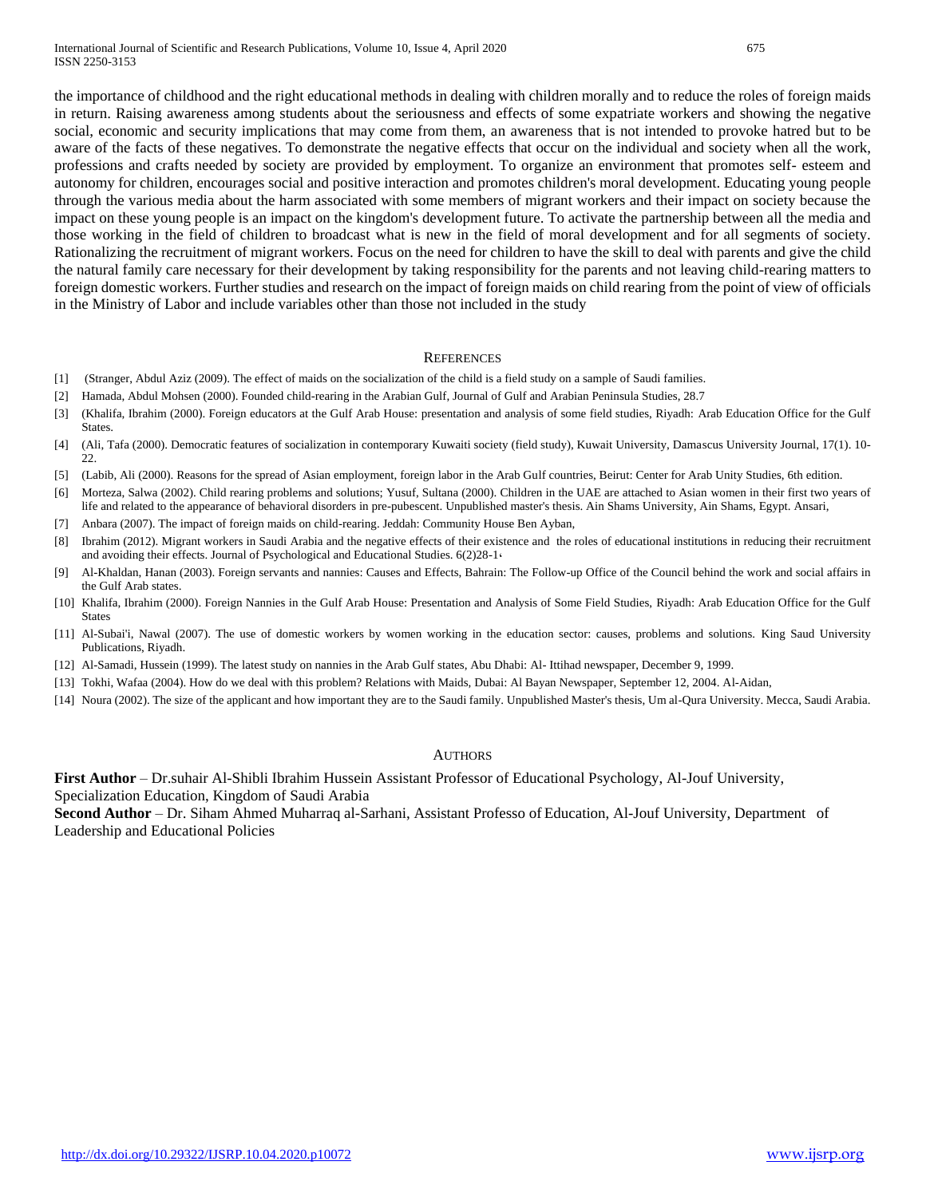the importance of childhood and the right educational methods in dealing with children morally and to reduce the roles of foreign maids in return. Raising awareness among students about the seriousness and effects of some expatriate workers and showing the negative social, economic and security implications that may come from them, an awareness that is not intended to provoke hatred but to be aware of the facts of these negatives. To demonstrate the negative effects that occur on the individual and society when all the work, professions and crafts needed by society are provided by employment. To organize an environment that promotes self- esteem and autonomy for children, encourages social and positive interaction and promotes children's moral development. Educating young people through the various media about the harm associated with some members of migrant workers and their impact on society because the impact on these young people is an impact on the kingdom's development future. To activate the partnership between all the media and those working in the field of children to broadcast what is new in the field of moral development and for all segments of society. Rationalizing the recruitment of migrant workers. Focus on the need for children to have the skill to deal with parents and give the child the natural family care necessary for their development by taking responsibility for the parents and not leaving child-rearing matters to foreign domestic workers. Further studies and research on the impact of foreign maids on child rearing from the point of view of officials in the Ministry of Labor and include variables other than those not included in the study

## References

[1] (Stranger, Abdul Aziz (2009). The effect of maids on the socialization of the child is a field study on a sample of Saudi families.

[2] Hamada, Abdul Mohsen (2000). Founded child-rearing in the Arabian Gulf, Journal of Gulf and Arabian Peninsula Studies, 28.7

[3] (Khalifa, Ibrahim (2000). Foreign educators at the Gulf Arab House: presentation and analysis of some field studies, Riyadh: Arab Education Office for the Gulf States.

[4] (Ali, Tafa (2000). Democratic features of socialization in contemporary Kuwaiti society (field study), Kuwait University, Damascus University Journal, 17(1). 10-22.

[5] (Labib, Ali (2000). Reasons for the spread of Asian employment, foreign labor in the Arab Gulf countries, Beirut: Center for Arab Unity Studies, 6th edition.

[6] Morteza, Salwa (2002). Child rearing problems and solutions; Yusuf, Sultana (2000). Children in the UAE are attached to Asian women in their first two years of life and related to the appearance of behavioral disorders in pre-pubescent. Unpublished master's thesis. Ain Shams University, Ain Shams, Egypt. Ansari,

[7] Anbara (2007). The impact of foreign maids on child-rearing. Jeddah: Community House Ben Ayban,

[8] Ibrahim (2012). Migrant workers in Saudi Arabia and the negative effects of their existence and the roles of educational institutions in reducing their recruitment and avoiding their effects. Journal of Psychological and Educational Studies. 6(2)28-1،

[9] Al-Khaldan, Hanan (2003). Foreign servants and nannies: Causes and Effects, Bahrain: The Follow-up Office of the Council behind the work and social affairs in the Gulf Arab states.

[10] Khalifa, Ibrahim (2000). Foreign Nannies in the Gulf Arab House: Presentation and Analysis of Some Field Studies, Riyadh: Arab Education Office for the Gulf States

[11] Al-Subai'i, Nawal (2007). The use of domestic workers by women working in the education sector: causes, problems and solutions. King Saud University Publications, Riyadh.

[12] Al-Samadi, Hussein (1999). The latest study on nannies in the Arab Gulf states, Abu Dhabi: Al- Ittihad newspaper, December 9, 1999.

[13] Tokhi, Wafaa (2004). How do we deal with this problem? Relations with Maids, Dubai: Al Bayan Newspaper, September 12, 2004. Al-Aidan,

[14] Noura (2002). The size of the applicant and how important they are to the Saudi family. Unpublished Master's thesis, Um al-Qura University. Mecca, Saudi Arabia.

## Authors

**First Author** – Dr.suhair Al-Shibli Ibrahim Hussein Assistant Professor of Educational Psychology, Al-Jouf University, Specialization Education, Kingdom of Saudi Arabia

**Second Author** – Dr. Siham Ahmed Muharraq al-Sarhani, Assistant Professo of Education, Al-Jouf University, Department of Leadership and Educational Policies